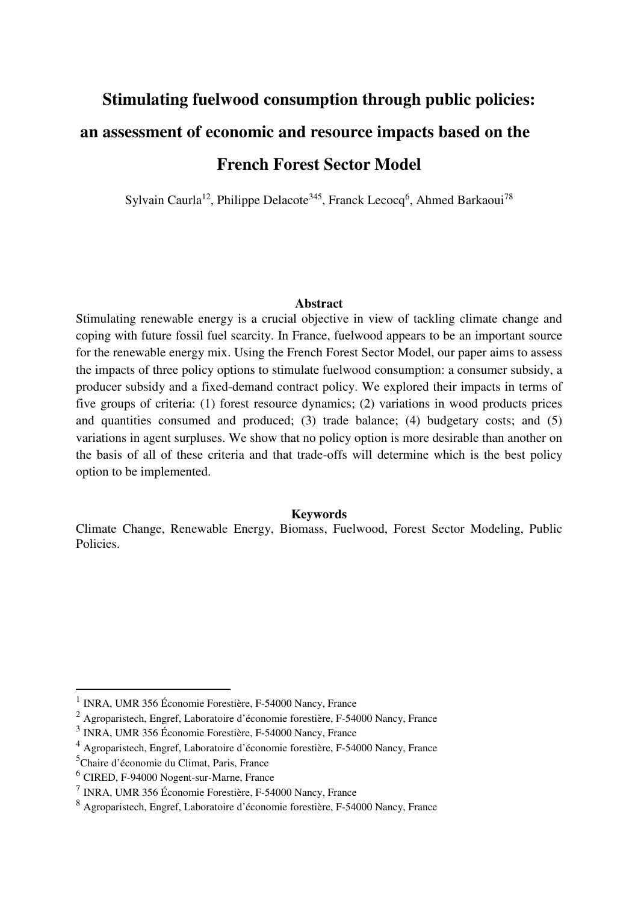# Stimulating fuelwood consumption through public policies: an assessment of economic and resource impacts based on the French Forest Sector Model

Sylvain Caurla[1,2], Philippe Delacote[3,4,5], Franck Lecocq[6], Ahmed Barkaoui[7,8]

## Abstract

Stimulating renewable energy is a crucial objective in view of tackling climate change and coping with future fossil fuel scarcity. In France, fuelwood appears to be an important source for the renewable energy mix. Using the French Forest Sector Model, our paper aims to assess the impacts of three policy options to stimulate fuelwood consumption: a consumer subsidy, a producer subsidy and a fixed-demand contract policy. We explored their impacts in terms of five groups of criteria: (1) forest resource dynamics; (2) variations in wood products prices and quantities consumed and produced; (3) trade balance; (4) budgetary costs; and (5) variations in agent surpluses. We show that no policy option is more desirable than another on the basis of all of these criteria and that trade-offs will determine which is the best policy option to be implemented.

## Keywords

Climate Change, Renewable Energy, Biomass, Fuelwood, Forest Sector Modeling, Public Policies.

---

[1] INRA, UMR 356 Économie Forestière, F-54000 Nancy, France

[2] Agroparistech, Engref, Laboratoire d'économie forestière, F-54000 Nancy, France

[3] INRA, UMR 356 Économie Forestière, F-54000 Nancy, France

[4] Agroparistech, Engref, Laboratoire d'économie forestière, F-54000 Nancy, France

[5] Chaire d'économie du Climat, Paris, France

[6] CIRED, F-94000 Nogent-sur-Marne, France

[7] INRA, UMR 356 Économie Forestière, F-54000 Nancy, France

[8] Agroparistech, Engref, Laboratoire d'économie forestière, F-54000 Nancy, France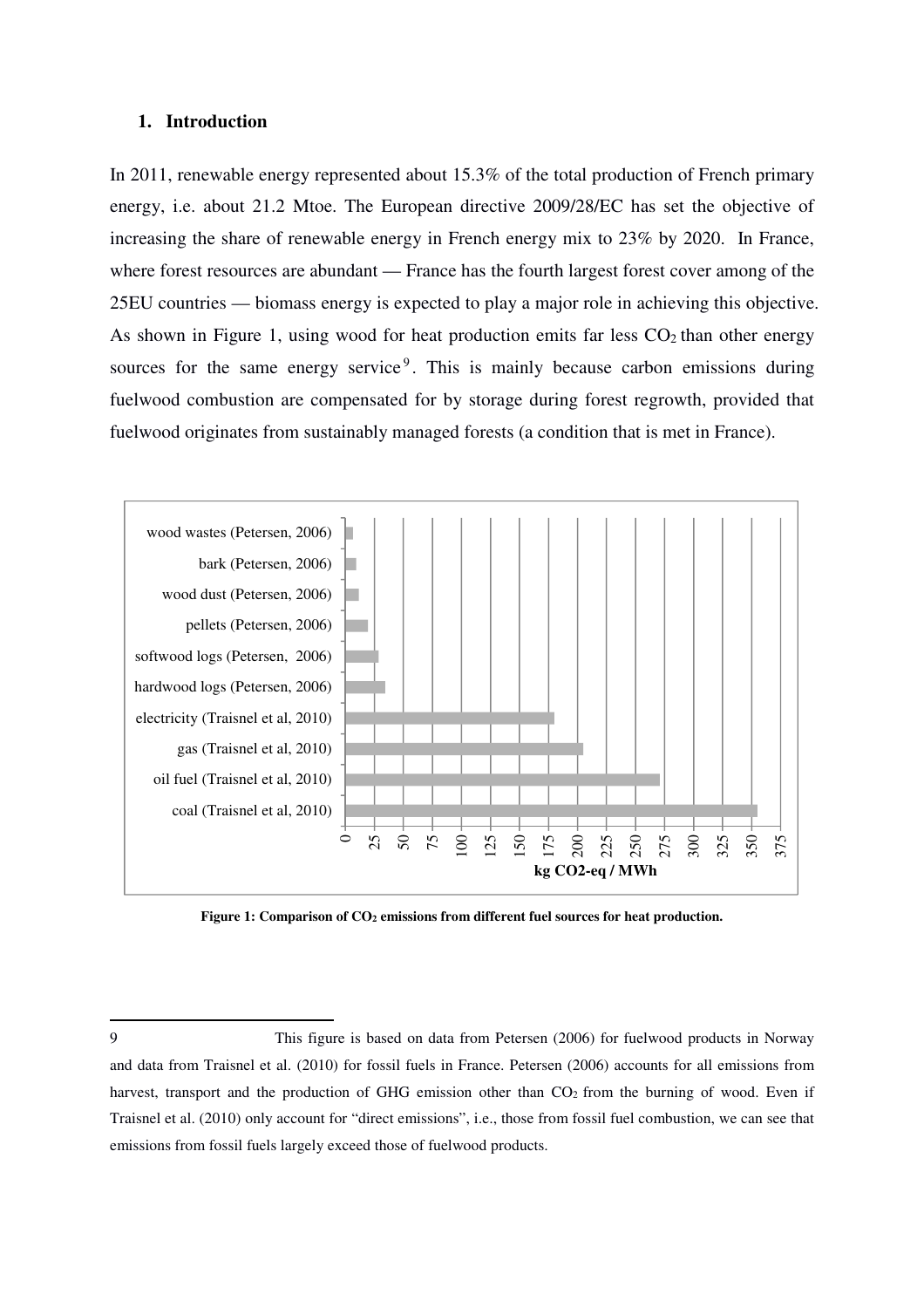## 1. Introduction

In 2011, renewable energy represented about 15.3% of the total production of French primary energy, i.e. about 21.2 Mtoe. The European directive 2009/28/EC has set the objective of increasing the share of renewable energy in French energy mix to 23% by 2020. In France, where forest resources are abundant — France has the fourth largest forest cover among of the 25EU countries — biomass energy is expected to play a major role in achieving this objective. As shown in Figure 1, using wood for heat production emits far less $CO_2$ than other energy sources for the same energy service[9]. This is mainly because carbon emissions during fuelwood combustion are compensated for by storage during forest regrowth, provided that fuelwood originates from sustainably managed forests (a condition that is met in France).

**Figure 1: Comparison of $CO_2$ emissions from different fuel sources for heat production.**

---

9 This figure is based on data from Petersen (2006) for fuelwood products in Norway and data from Traisnel et al. (2010) for fossil fuels in France. Petersen (2006) accounts for all emissions from harvest, transport and the production of GHG emission other than $CO_2$ from the burning of wood. Even if Traisnel et al. (2010) only account for "direct emissions", i.e., those from fossil fuel combustion, we can see that emissions from fossil fuels largely exceed those of fuelwood products.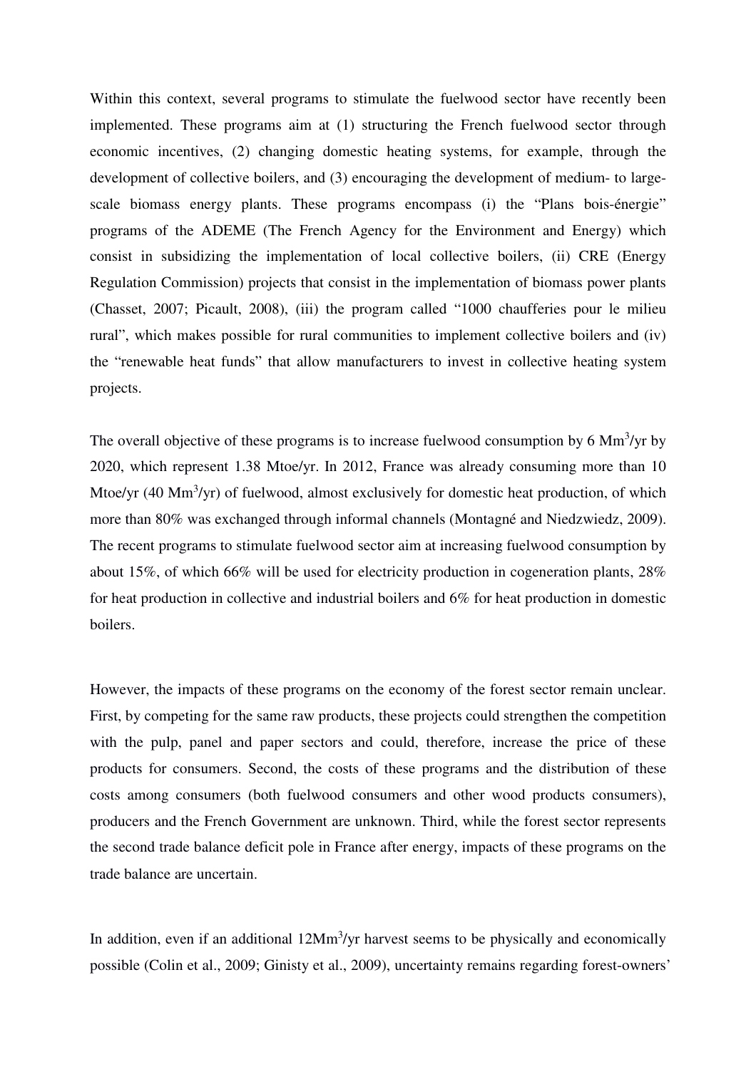Within this context, several programs to stimulate the fuelwood sector have recently been implemented. These programs aim at (1) structuring the French fuelwood sector through economic incentives, (2) changing domestic heating systems, for example, through the development of collective boilers, and (3) encouraging the development of medium- to large-scale biomass energy plants. These programs encompass (i) the "Plans bois-énergie" programs of the ADEME (The French Agency for the Environment and Energy) which consist in subsidizing the implementation of local collective boilers, (ii) CRE (Energy Regulation Commission) projects that consist in the implementation of biomass power plants (Chasset, 2007; Picault, 2008), (iii) the program called "1000 chaufferies pour le milieu rural", which makes possible for rural communities to implement collective boilers and (iv) the "renewable heat funds" that allow manufacturers to invest in collective heating system projects.

The overall objective of these programs is to increase fuelwood consumption by 6 $Mm^3$/yr by 2020, which represent 1.38 Mtoe/yr. In 2012, France was already consuming more than 10 Mtoe/yr (40 $Mm^3$/yr) of fuelwood, almost exclusively for domestic heat production, of which more than 80% was exchanged through informal channels (Montagné and Niedzwiedz, 2009). The recent programs to stimulate fuelwood sector aim at increasing fuelwood consumption by about 15%, of which 66% will be used for electricity production in cogeneration plants, 28% for heat production in collective and industrial boilers and 6% for heat production in domestic boilers.

However, the impacts of these programs on the economy of the forest sector remain unclear. First, by competing for the same raw products, these projects could strengthen the competition with the pulp, panel and paper sectors and could, therefore, increase the price of these products for consumers. Second, the costs of these programs and the distribution of these costs among consumers (both fuelwood consumers and other wood products consumers), producers and the French Government are unknown. Third, while the forest sector represents the second trade balance deficit pole in France after energy, impacts of these programs on the trade balance are uncertain.

In addition, even if an additional 12$Mm^3$/yr harvest seems to be physically and economically possible (Colin et al., 2009; Ginisty et al., 2009), uncertainty remains regarding forest-owners'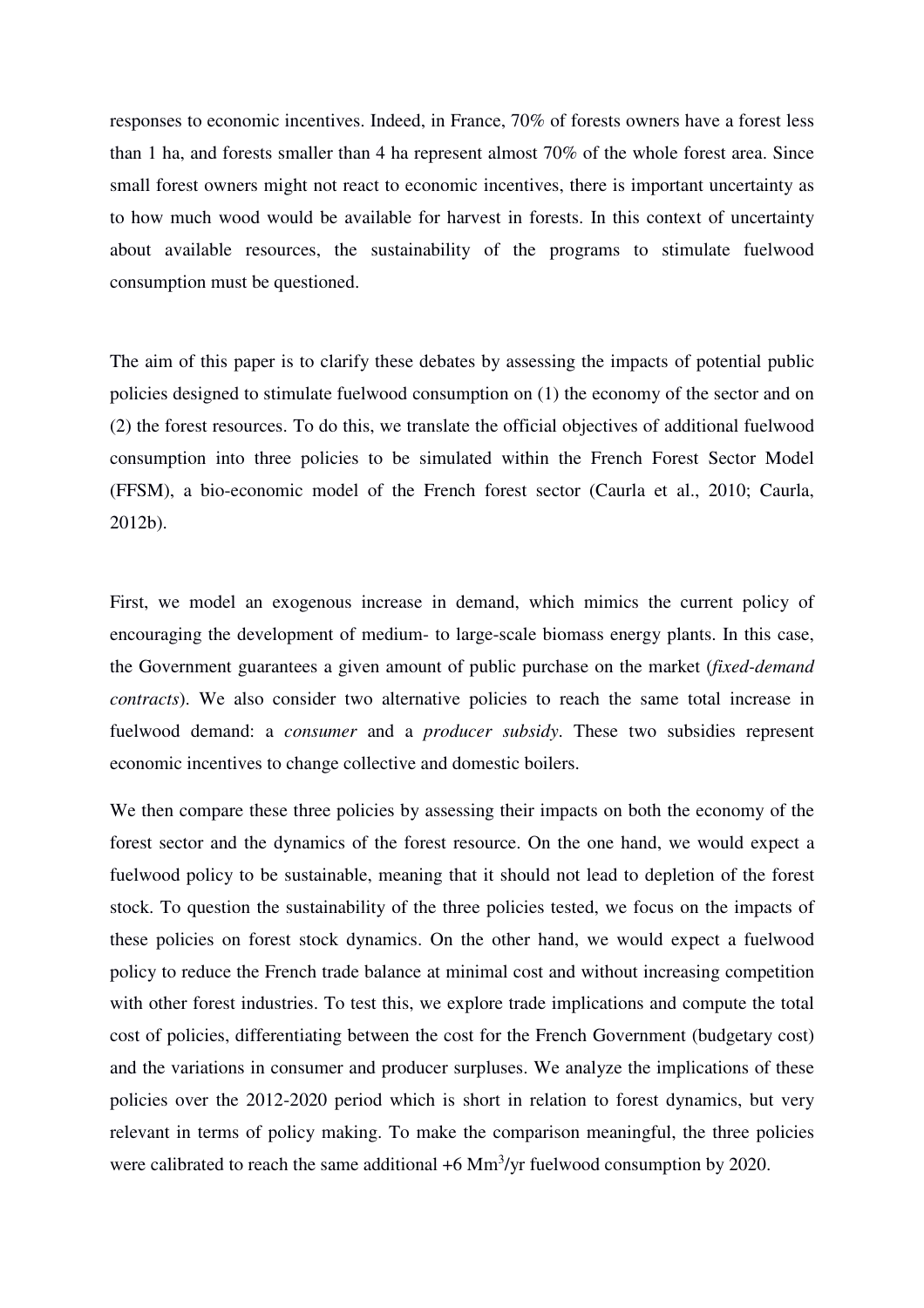responses to economic incentives. Indeed, in France, 70% of forests owners have a forest less than 1 ha, and forests smaller than 4 ha represent almost 70% of the whole forest area. Since small forest owners might not react to economic incentives, there is important uncertainty as to how much wood would be available for harvest in forests. In this context of uncertainty about available resources, the sustainability of the programs to stimulate fuelwood consumption must be questioned.

The aim of this paper is to clarify these debates by assessing the impacts of potential public policies designed to stimulate fuelwood consumption on (1) the economy of the sector and on (2) the forest resources. To do this, we translate the official objectives of additional fuelwood consumption into three policies to be simulated within the French Forest Sector Model (FFSM), a bio-economic model of the French forest sector (Caurla et al., 2010; Caurla, 2012b).

First, we model an exogenous increase in demand, which mimics the current policy of encouraging the development of medium- to large-scale biomass energy plants. In this case, the Government guarantees a given amount of public purchase on the market (*fixed-demand contracts*). We also consider two alternative policies to reach the same total increase in fuelwood demand: a *consumer* and a *producer subsidy*. These two subsidies represent economic incentives to change collective and domestic boilers.

We then compare these three policies by assessing their impacts on both the economy of the forest sector and the dynamics of the forest resource. On the one hand, we would expect a fuelwood policy to be sustainable, meaning that it should not lead to depletion of the forest stock. To question the sustainability of the three policies tested, we focus on the impacts of these policies on forest stock dynamics. On the other hand, we would expect a fuelwood policy to reduce the French trade balance at minimal cost and without increasing competition with other forest industries. To test this, we explore trade implications and compute the total cost of policies, differentiating between the cost for the French Government (budgetary cost) and the variations in consumer and producer surpluses. We analyze the implications of these policies over the 2012-2020 period which is short in relation to forest dynamics, but very relevant in terms of policy making. To make the comparison meaningful, the three policies were calibrated to reach the same additional +6 $Mm^3$/yr fuelwood consumption by 2020.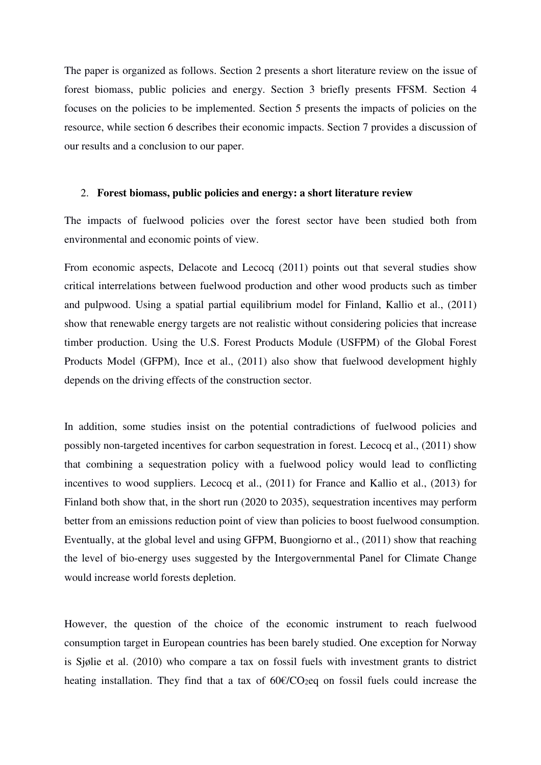The paper is organized as follows. Section 2 presents a short literature review on the issue of forest biomass, public policies and energy. Section 3 briefly presents FFSM. Section 4 focuses on the policies to be implemented. Section 5 presents the impacts of policies on the resource, while section 6 describes their economic impacts. Section 7 provides a discussion of our results and a conclusion to our paper.

## 2. **Forest biomass, public policies and energy: a short literature review**

The impacts of fuelwood policies over the forest sector have been studied both from environmental and economic points of view.

From economic aspects, Delacote and Lecocq (2011) points out that several studies show critical interrelations between fuelwood production and other wood products such as timber and pulpwood. Using a spatial partial equilibrium model for Finland, Kallio et al., (2011) show that renewable energy targets are not realistic without considering policies that increase timber production. Using the U.S. Forest Products Module (USFPM) of the Global Forest Products Model (GFPM), Ince et al., (2011) also show that fuelwood development highly depends on the driving effects of the construction sector.

In addition, some studies insist on the potential contradictions of fuelwood policies and possibly non-targeted incentives for carbon sequestration in forest. Lecocq et al., (2011) show that combining a sequestration policy with a fuelwood policy would lead to conflicting incentives to wood suppliers. Lecocq et al., (2011) for France and Kallio et al., (2013) for Finland both show that, in the short run (2020 to 2035), sequestration incentives may perform better from an emissions reduction point of view than policies to boost fuelwood consumption. Eventually, at the global level and using GFPM, Buongiorno et al., (2011) show that reaching the level of bio-energy uses suggested by the Intergovernmental Panel for Climate Change would increase world forests depletion.

However, the question of the choice of the economic instrument to reach fuelwood consumption target in European countries has been barely studied. One exception for Norway is Sjølie et al. (2010) who compare a tax on fossil fuels with investment grants to district heating installation. They find that a tax of 60€/$CO_2$eq on fossil fuels could increase the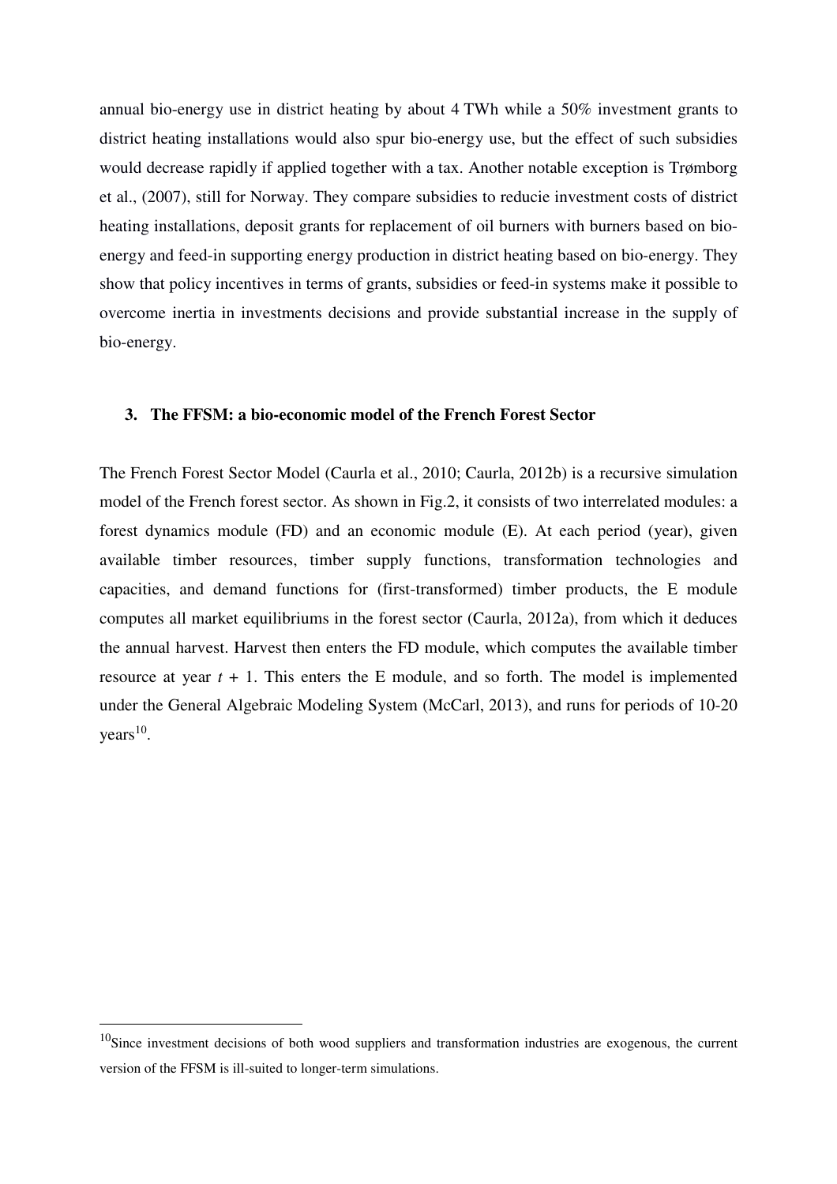annual bio-energy use in district heating by about 4 TWh while a 50% investment grants to district heating installations would also spur bio-energy use, but the effect of such subsidies would decrease rapidly if applied together with a tax. Another notable exception is Trømborg et al., (2007), still for Norway. They compare subsidies to reducie investment costs of district heating installations, deposit grants for replacement of oil burners with burners based on bio-energy and feed-in supporting energy production in district heating based on bio-energy. They show that policy incentives in terms of grants, subsidies or feed-in systems make it possible to overcome inertia in investments decisions and provide substantial increase in the supply of bio-energy.

### 3. The FFSM: a bio-economic model of the French Forest Sector

The French Forest Sector Model (Caurla et al., 2010; Caurla, 2012b) is a recursive simulation model of the French forest sector. As shown in Fig.2, it consists of two interrelated modules: a forest dynamics module (FD) and an economic module (E). At each period (year), given available timber resources, timber supply functions, transformation technologies and capacities, and demand functions for (first-transformed) timber products, the E module computes all market equilibriums in the forest sector (Caurla, 2012a), from which it deduces the annual harvest. Harvest then enters the FD module, which computes the available timber resource at year $t + 1$. This enters the E module, and so forth. The model is implemented under the General Algebraic Modeling System (McCarl, 2013), and runs for periods of 10-20 years[10].

[10] Since investment decisions of both wood suppliers and transformation industries are exogenous, the current version of the FFSM is ill-suited to longer-term simulations.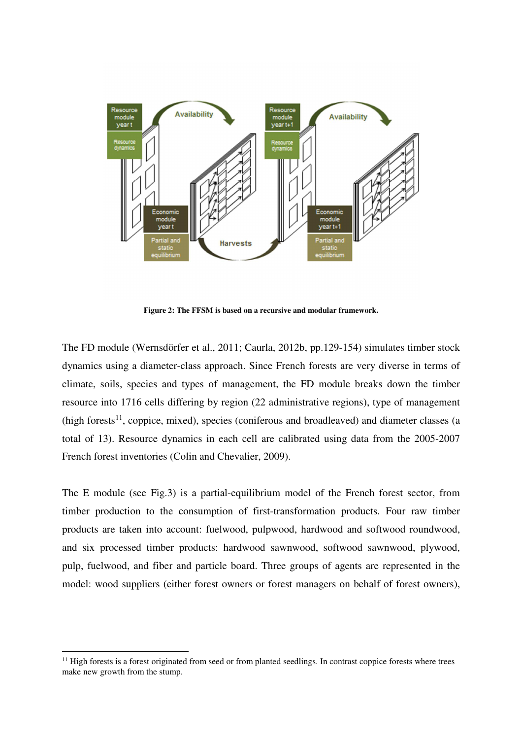Figure 2: The FFSM is based on a recursive and modular framework.

The FD module (Wernsdörfer et al., 2011; Caurla, 2012b, pp.129-154) simulates timber stock dynamics using a diameter-class approach. Since French forests are very diverse in terms of climate, soils, species and types of management, the FD module breaks down the timber resource into 1716 cells differing by region (22 administrative regions), type of management (high forests[11], coppice, mixed), species (coniferous and broadleaved) and diameter classes (a total of 13). Resource dynamics in each cell are calibrated using data from the 2005-2007 French forest inventories (Colin and Chevalier, 2009).

The E module (see Fig.3) is a partial-equilibrium model of the French forest sector, from timber production to the consumption of first-transformation products. Four raw timber products are taken into account: fuelwood, pulpwood, hardwood and softwood roundwood, and six processed timber products: hardwood sawnwood, softwood sawnwood, plywood, pulp, fuelwood, and fiber and particle board. Three groups of agents are represented in the model: wood suppliers (either forest owners or forest managers on behalf of forest owners),

[11] High forests is a forest originated from seed or from planted seedlings. In contrast coppice forests where trees make new growth from the stump.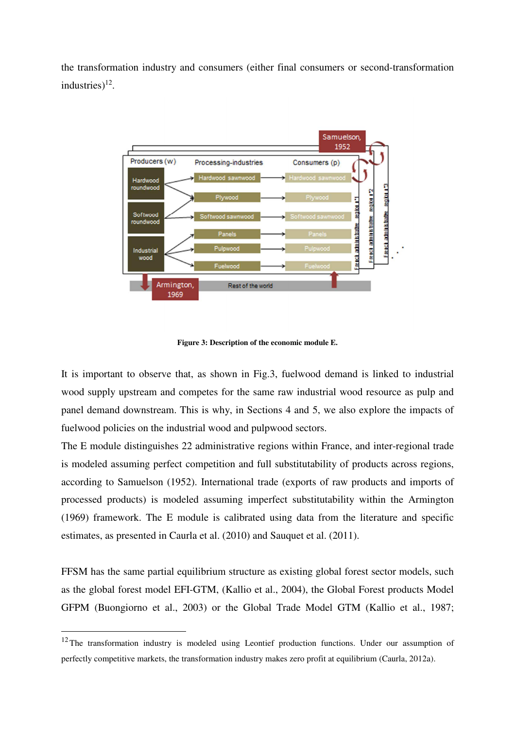the transformation industry and consumers (either final consumers or second-transformation industries)[12].

Figure 3: Description of the economic module E.

It is important to observe that, as shown in Fig.3, fuelwood demand is linked to industrial wood supply upstream and competes for the same raw industrial wood resource as pulp and panel demand downstream. This is why, in Sections 4 and 5, we also explore the impacts of fuelwood policies on the industrial wood and pulpwood sectors.

The E module distinguishes 22 administrative regions within France, and inter-regional trade is modeled assuming perfect competition and full substitutability of products across regions, according to Samuelson (1952). International trade (exports of raw products and imports of processed products) is modeled assuming imperfect substitutability within the Armington (1969) framework. The E module is calibrated using data from the literature and specific estimates, as presented in Caurla et al. (2010) and Sauquet et al. (2011).

FFSM has the same partial equilibrium structure as existing global forest sector models, such as the global forest model EFI-GTM, (Kallio et al., 2004), the Global Forest products Model GFPM (Buongiorno et al., 2003) or the Global Trade Model GTM (Kallio et al., 1987;

[12] The transformation industry is modeled using Leontief production functions. Under our assumption of perfectly competitive markets, the transformation industry makes zero profit at equilibrium (Caurla, 2012a).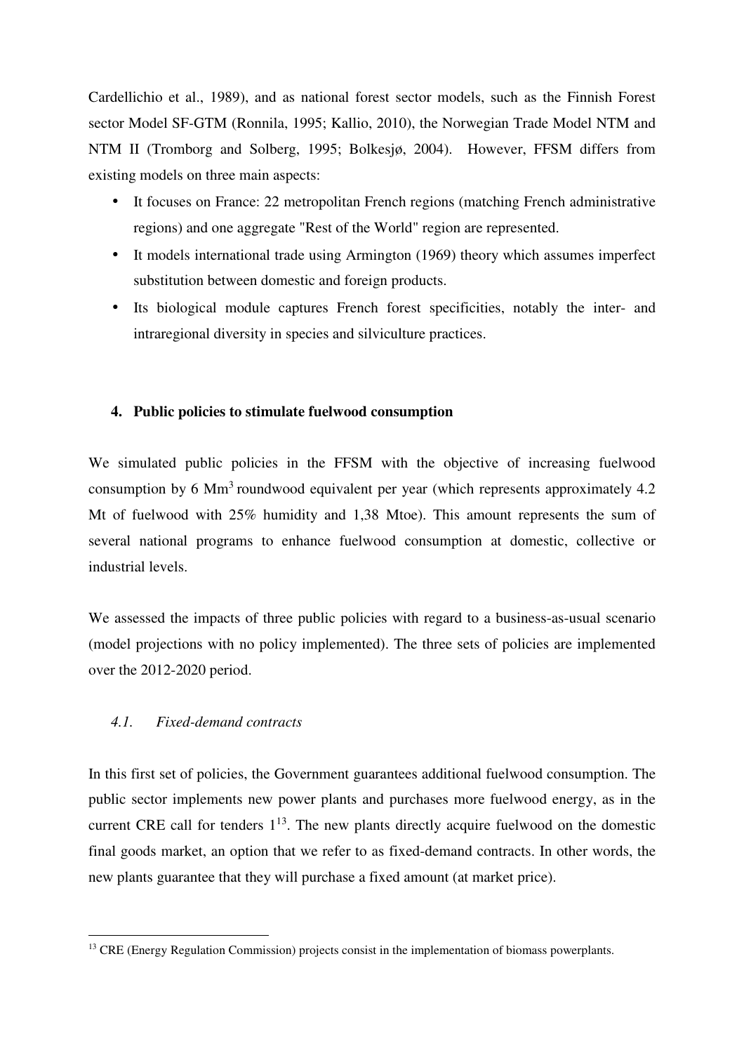Cardellichio et al., 1989), and as national forest sector models, such as the Finnish Forest sector Model SF-GTM (Ronnila, 1995; Kallio, 2010), the Norwegian Trade Model NTM and NTM II (Tromborg and Solberg, 1995; Bolkesjø, 2004). However, FFSM differs from existing models on three main aspects:

- It focuses on France: 22 metropolitan French regions (matching French administrative regions) and one aggregate "Rest of the World" region are represented.
- It models international trade using Armington (1969) theory which assumes imperfect substitution between domestic and foreign products.
- Its biological module captures French forest specificities, notably the inter- and intraregional diversity in species and silviculture practices.

## 4. Public policies to stimulate fuelwood consumption

We simulated public policies in the FFSM with the objective of increasing fuelwood consumption by 6 $Mm^3$ roundwood equivalent per year (which represents approximately 4.2 Mt of fuelwood with 25% humidity and 1,38 Mtoe). This amount represents the sum of several national programs to enhance fuelwood consumption at domestic, collective or industrial levels.

We assessed the impacts of three public policies with regard to a business-as-usual scenario (model projections with no policy implemented). The three sets of policies are implemented over the 2012-2020 period.

### *4.1. Fixed-demand contracts*

In this first set of policies, the Government guarantees additional fuelwood consumption. The public sector implements new power plants and purchases more fuelwood energy, as in the current CRE call for tenders 1[13]. The new plants directly acquire fuelwood on the domestic final goods market, an option that we refer to as fixed-demand contracts. In other words, the new plants guarantee that they will purchase a fixed amount (at market price).

[13] CRE (Energy Regulation Commission) projects consist in the implementation of biomass powerplants.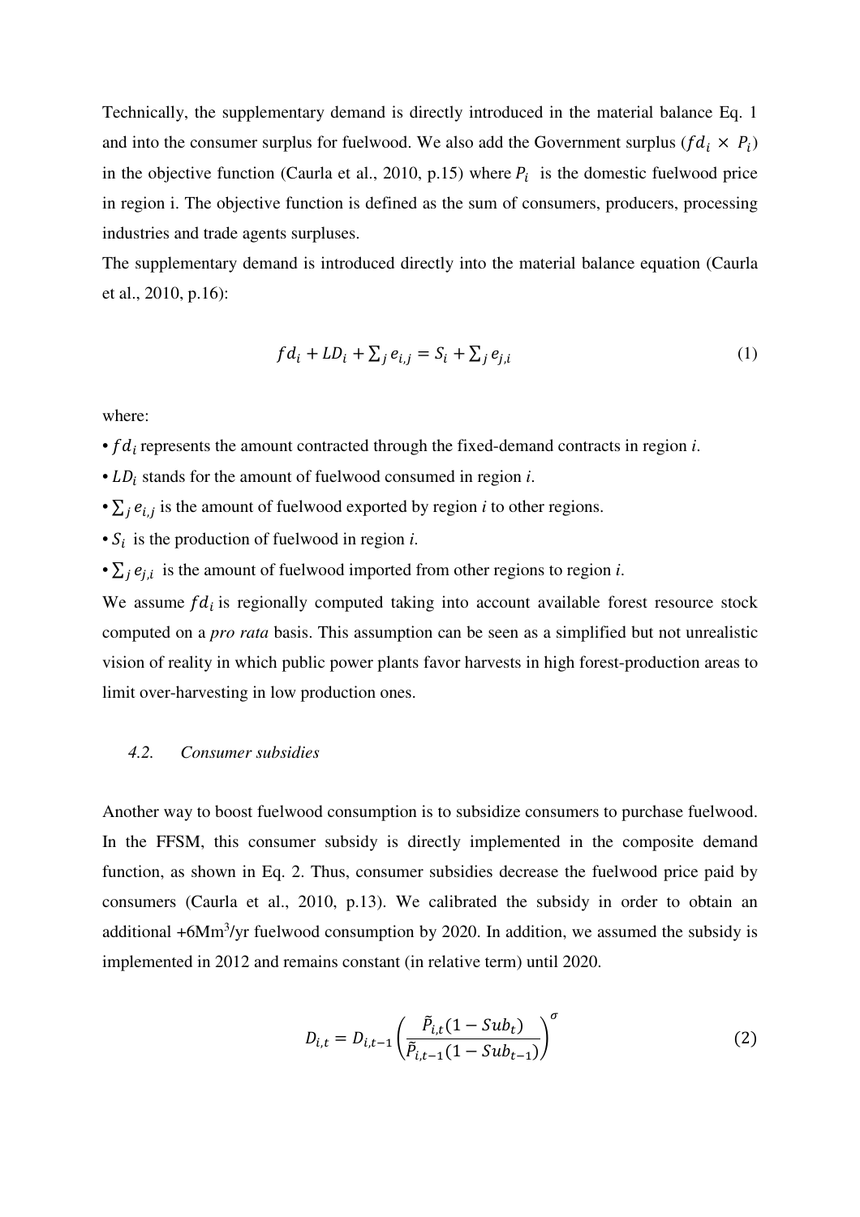Technically, the supplementary demand is directly introduced in the material balance Eq. 1 and into the consumer surplus for fuelwood. We also add the Government surplus ($fd_i \times P_i$) in the objective function (Caurla et al., 2010, p.15) where $P_i$ is the domestic fuelwood price in region i. The objective function is defined as the sum of consumers, producers, processing industries and trade agents surpluses.

The supplementary demand is introduced directly into the material balance equation (Caurla et al., 2010, p.16):

$$fd_i + LD_i + \sum_j e_{i,j} = S_i + \sum_j e_{j,i} \tag{1}$$

where:

- $fd_i$ represents the amount contracted through the fixed-demand contracts in region *i*.
- $LD_i$ stands for the amount of fuelwood consumed in region *i*.
- $\sum_j e_{i,j}$ is the amount of fuelwood exported by region *i* to other regions.
- $S_i$ is the production of fuelwood in region *i*.
- $\sum_j e_{j,i}$ is the amount of fuelwood imported from other regions to region *i*.

We assume $fd_i$ is regionally computed taking into account available forest resource stock computed on a *pro rata* basis. This assumption can be seen as a simplified but not unrealistic vision of reality in which public power plants favor harvests in high forest-production areas to limit over-harvesting in low production ones.

### *4.2. Consumer subsidies*

Another way to boost fuelwood consumption is to subsidize consumers to purchase fuelwood. In the FFSM, this consumer subsidy is directly implemented in the composite demand function, as shown in Eq. 2. Thus, consumer subsidies decrease the fuelwood price paid by consumers (Caurla et al., 2010, p.13). We calibrated the subsidy in order to obtain an additional +6Mm$^3$/yr fuelwood consumption by 2020. In addition, we assumed the subsidy is implemented in 2012 and remains constant (in relative term) until 2020.

$$D_{i,t} = D_{i,t-1} \left( \frac{\tilde{P}_{i,t}(1 - Sub_t)}{\tilde{P}_{i,t-1}(1 - Sub_{t-1})} \right)^{\sigma} \tag{2}$$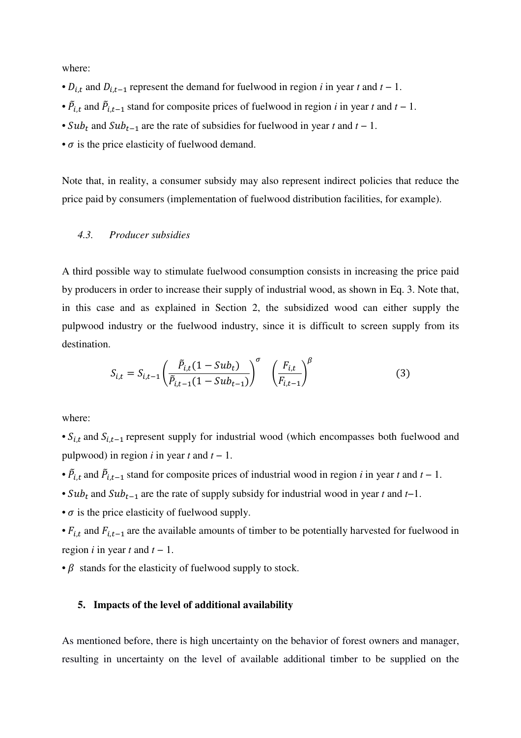where:

- $D_{i,t}$ and $D_{i,t-1}$ represent the demand for fuelwood in region *i* in year *t* and *t* − 1.
- $\tilde{P}_{i,t}$ and $\tilde{P}_{i,t-1}$ stand for composite prices of fuelwood in region *i* in year *t* and *t* − 1.
- $Sub_t$ and $Sub_{t-1}$ are the rate of subsidies for fuelwood in year *t* and *t* − 1.
- $\sigma$ is the price elasticity of fuelwood demand.

Note that, in reality, a consumer subsidy may also represent indirect policies that reduce the price paid by consumers (implementation of fuelwood distribution facilities, for example).

### 4.3. Producer subsidies

A third possible way to stimulate fuelwood consumption consists in increasing the price paid by producers in order to increase their supply of industrial wood, as shown in Eq. 3. Note that, in this case and as explained in Section 2, the subsidized wood can either supply the pulpwood industry or the fuelwood industry, since it is difficult to screen supply from its destination.

$$S_{i,t} = S_{i,t-1}\left(\frac{\tilde{P}_{i,t}(1 - Sub_t)}{\tilde{P}_{i,t-1}(1 - Sub_{t-1})}\right)^{\sigma} \left(\frac{F_{i,t}}{F_{i,t-1}}\right)^{\beta} \qquad (3)$$

where:

- $S_{i,t}$ and $S_{i,t-1}$ represent supply for industrial wood (which encompasses both fuelwood and pulpwood) in region *i* in year *t* and *t* − 1.
- $\tilde{P}_{i,t}$ and $\tilde{P}_{i,t-1}$ stand for composite prices of industrial wood in region *i* in year *t* and *t* − 1.
- $Sub_t$ and $Sub_{t-1}$ are the rate of supply subsidy for industrial wood in year *t* and *t*–1.
- $\sigma$ is the price elasticity of fuelwood supply.
- $F_{i,t}$ and $F_{i,t-1}$ are the available amounts of timber to be potentially harvested for fuelwood in region *i* in year *t* and *t* − 1.
- $\beta$ stands for the elasticity of fuelwood supply to stock.

## 5. Impacts of the level of additional availability

As mentioned before, there is high uncertainty on the behavior of forest owners and manager, resulting in uncertainty on the level of available additional timber to be supplied on the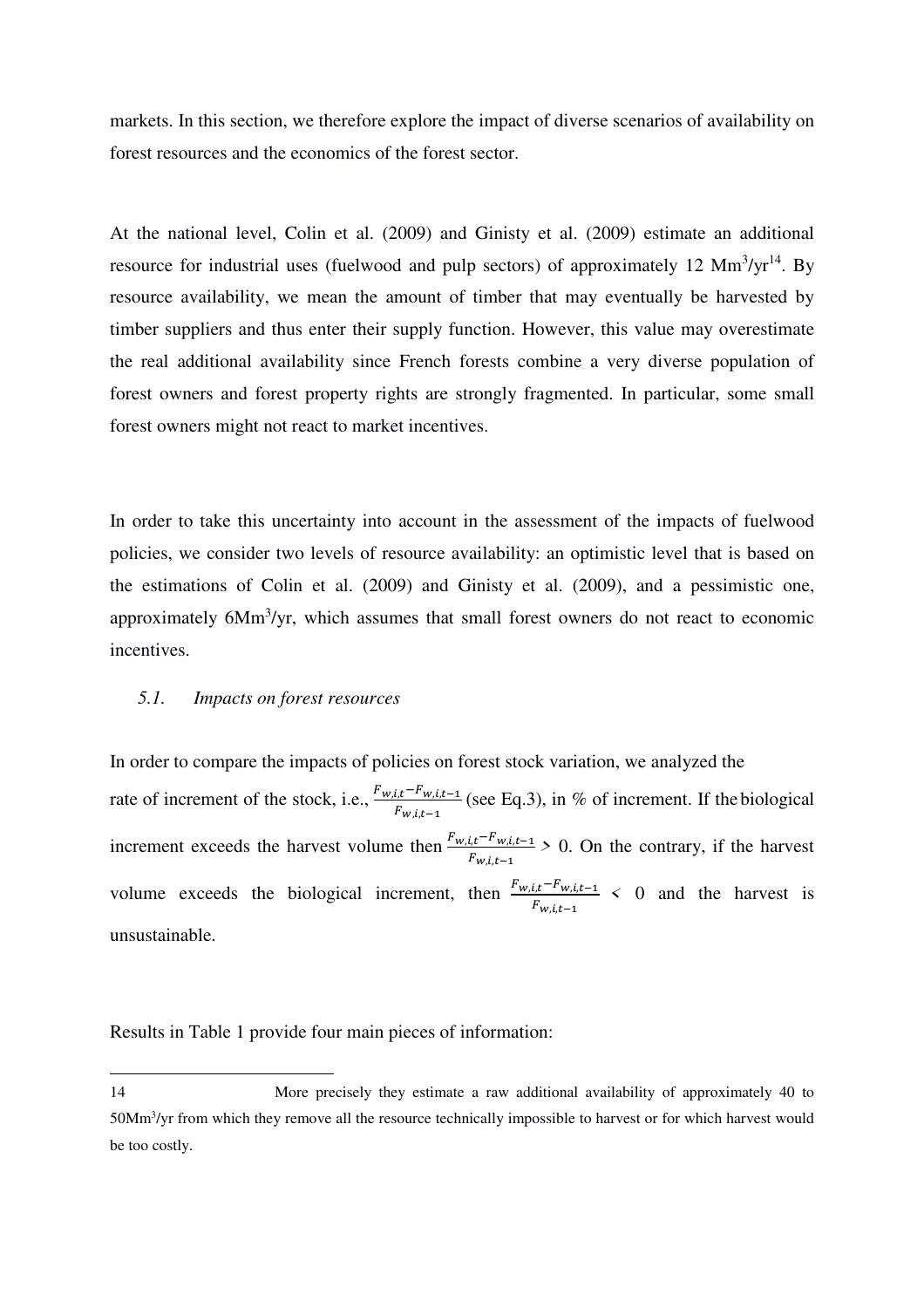markets. In this section, we therefore explore the impact of diverse scenarios of availability on forest resources and the economics of the forest sector.

At the national level, Colin et al. (2009) and Ginisty et al. (2009) estimate an additional resource for industrial uses (fuelwood and pulp sectors) of approximately 12 $Mm^3/yr$[14]. By resource availability, we mean the amount of timber that may eventually be harvested by timber suppliers and thus enter their supply function. However, this value may overestimate the real additional availability since French forests combine a very diverse population of forest owners and forest property rights are strongly fragmented. In particular, some small forest owners might not react to market incentives.

In order to take this uncertainty into account in the assessment of the impacts of fuelwood policies, we consider two levels of resource availability: an optimistic level that is based on the estimations of Colin et al. (2009) and Ginisty et al. (2009), and a pessimistic one, approximately $6Mm^3/yr$, which assumes that small forest owners do not react to economic incentives.

### *5.1. Impacts on forest resources*

In order to compare the impacts of policies on forest stock variation, we analyzed the rate of increment of the stock, i.e., $\frac{F_{w,i,t}-F_{w,i,t-1}}{F_{w,i,t-1}}$ (see Eq.3), in % of increment. If the biological increment exceeds the harvest volume then $\frac{F_{w,i,t}-F_{w,i,t-1}}{F_{w,i,t-1}} > 0$. On the contrary, if the harvest volume exceeds the biological increment, then $\frac{F_{w,i,t}-F_{w,i,t-1}}{F_{w,i,t-1}} < 0$ and the harvest is unsustainable.

Results in Table 1 provide four main pieces of information:

---

14 More precisely they estimate a raw additional availability of approximately 40 to $50Mm^3/yr$ from which they remove all the resource technically impossible to harvest or for which harvest would be too costly.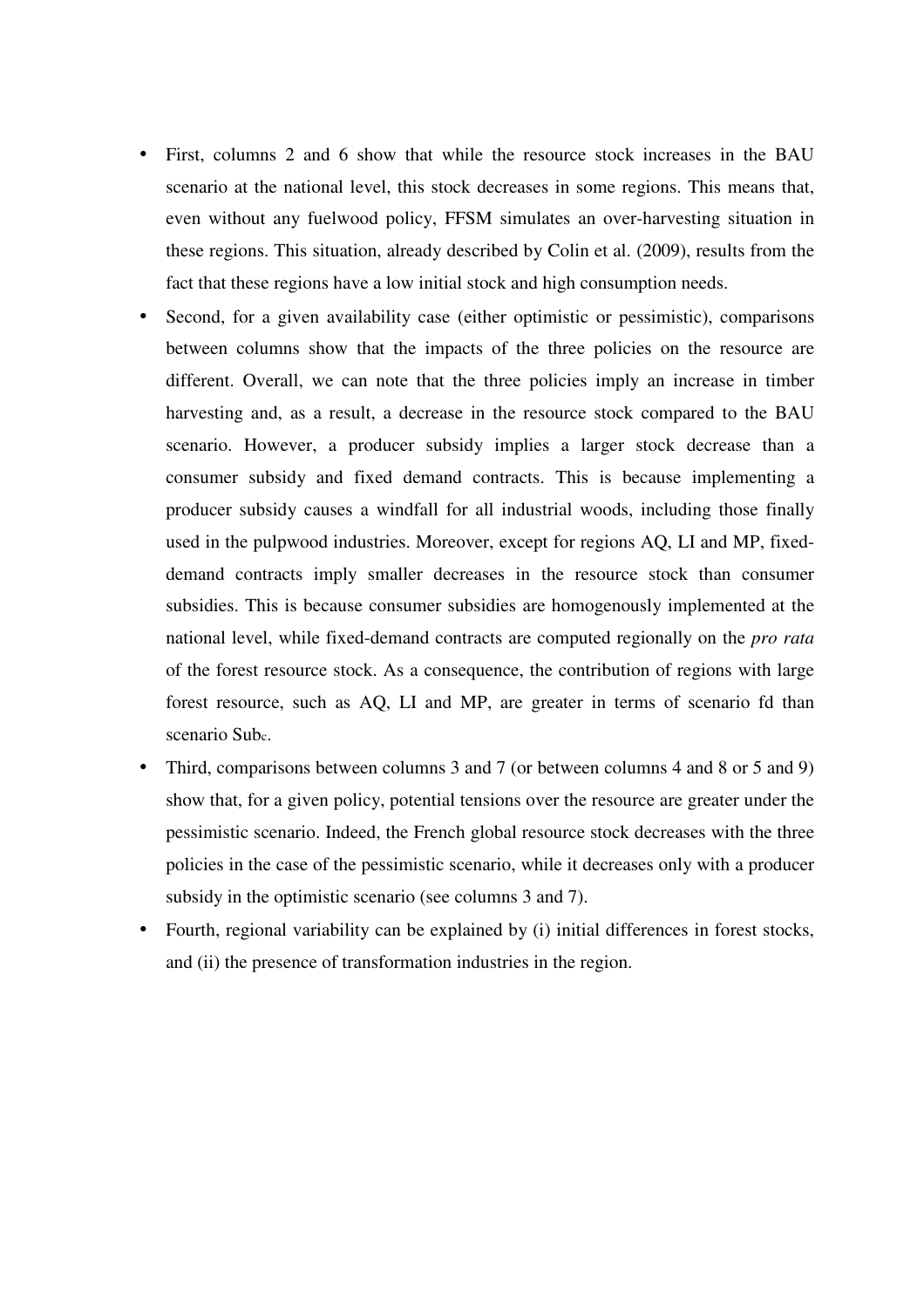- First, columns 2 and 6 show that while the resource stock increases in the BAU scenario at the national level, this stock decreases in some regions. This means that, even without any fuelwood policy, FFSM simulates an over-harvesting situation in these regions. This situation, already described by Colin et al. (2009), results from the fact that these regions have a low initial stock and high consumption needs.
- Second, for a given availability case (either optimistic or pessimistic), comparisons between columns show that the impacts of the three policies on the resource are different. Overall, we can note that the three policies imply an increase in timber harvesting and, as a result, a decrease in the resource stock compared to the BAU scenario. However, a producer subsidy implies a larger stock decrease than a consumer subsidy and fixed demand contracts. This is because implementing a producer subsidy causes a windfall for all industrial woods, including those finally used in the pulpwood industries. Moreover, except for regions AQ, LI and MP, fixed-demand contracts imply smaller decreases in the resource stock than consumer subsidies. This is because consumer subsidies are homogenously implemented at the national level, while fixed-demand contracts are computed regionally on the *pro rata* of the forest resource stock. As a consequence, the contribution of regions with large forest resource, such as AQ, LI and MP, are greater in terms of scenario fd than scenario $Sub_c$.
- Third, comparisons between columns 3 and 7 (or between columns 4 and 8 or 5 and 9) show that, for a given policy, potential tensions over the resource are greater under the pessimistic scenario. Indeed, the French global resource stock decreases with the three policies in the case of the pessimistic scenario, while it decreases only with a producer subsidy in the optimistic scenario (see columns 3 and 7).
- Fourth, regional variability can be explained by (i) initial differences in forest stocks, and (ii) the presence of transformation industries in the region.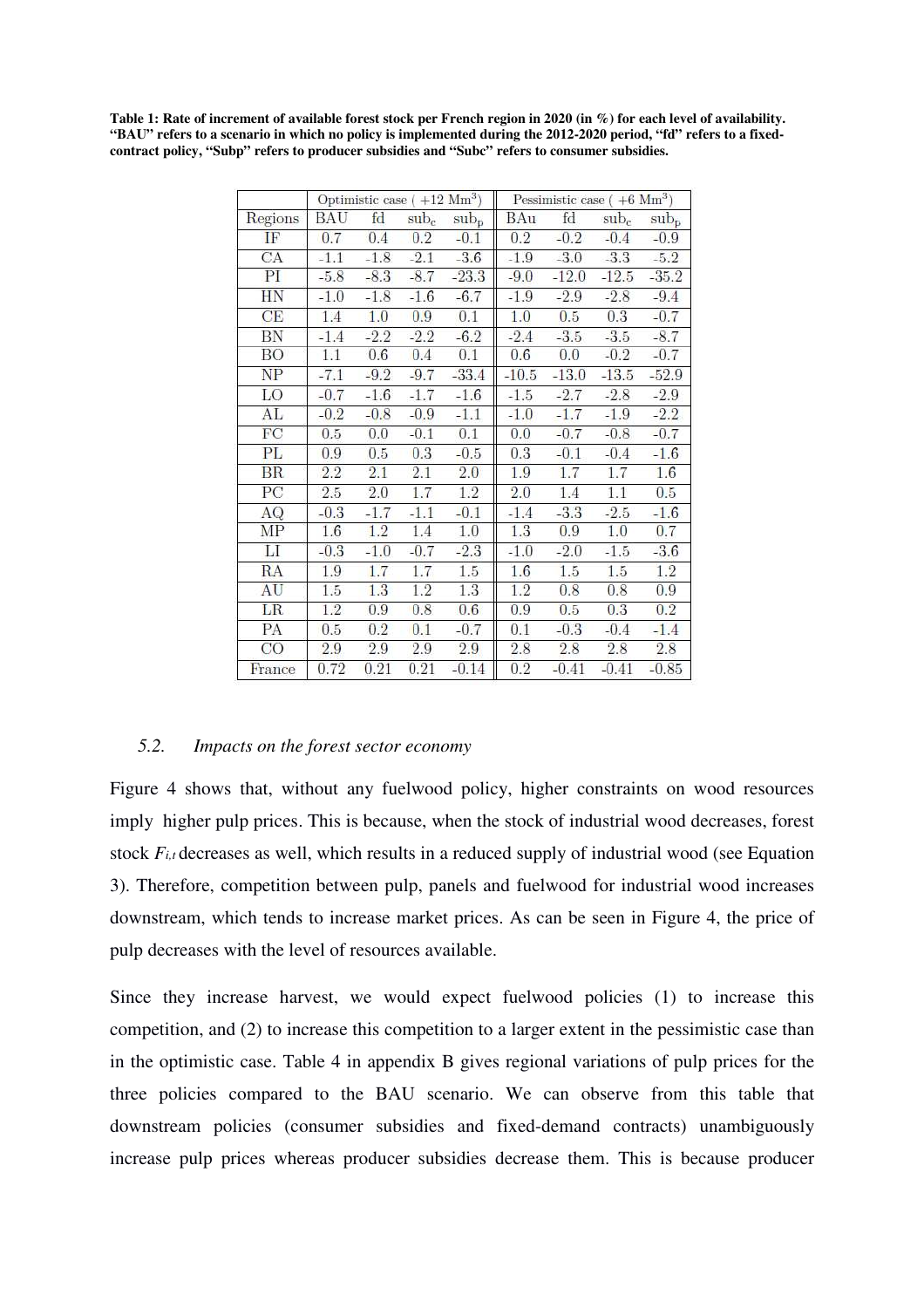**Table 1: Rate of increment of available forest stock per French region in 2020 (in %) for each level of availability. "BAU" refers to a scenario in which no policy is implemented during the 2012-2020 period, "fd" refers to a fixed-contract policy, "Subp" refers to producer subsidies and "Subc" refers to consumer subsidies.**

| | Optimistic case ( +12 $Mm^3$) | | | | Pessimistic case ( +6 $Mm^3$) | | | |
|---|---|---|---|---|---|---|---|---|
| Regions | BAU | fd | $sub_c$ | $sub_p$ | BAu | fd | $sub_c$ | $sub_p$ |
| IF | 0.7 | 0.4 | 0.2 | -0.1 | 0.2 | -0.2 | -0.4 | -0.9 |
| CA | -1.1 | -1.8 | -2.1 | -3.6 | -1.9 | -3.0 | -3.3 | -5.2 |
| PI | -5.8 | -8.3 | -8.7 | -23.3 | -9.0 | -12.0 | -12.5 | -35.2 |
| HN | -1.0 | -1.8 | -1.6 | -6.7 | -1.9 | -2.9 | -2.8 | -9.4 |
| CE | 1.4 | 1.0 | 0.9 | 0.1 | 1.0 | 0.5 | 0.3 | -0.7 |
| BN | -1.4 | -2.2 | -2.2 | -6.2 | -2.4 | -3.5 | -3.5 | -8.7 |
| BO | 1.1 | 0.6 | 0.4 | 0.1 | 0.6 | 0.0 | -0.2 | -0.7 |
| NP | -7.1 | -9.2 | -9.7 | -33.4 | -10.5 | -13.0 | -13.5 | -52.9 |
| LO | -0.7 | -1.6 | -1.7 | -1.6 | -1.5 | -2.7 | -2.8 | -2.9 |
| AL | -0.2 | -0.8 | -0.9 | -1.1 | -1.0 | -1.7 | -1.9 | -2.2 |
| FC | 0.5 | 0.0 | -0.1 | 0.1 | 0.0 | -0.7 | -0.8 | -0.7 |
| PL | 0.9 | 0.5 | 0.3 | -0.5 | 0.3 | -0.1 | -0.4 | -1.6 |
| BR | 2.2 | 2.1 | 2.1 | 2.0 | 1.9 | 1.7 | 1.7 | 1.6 |
| PC | 2.5 | 2.0 | 1.7 | 1.2 | 2.0 | 1.4 | 1.1 | 0.5 |
| AQ | -0.3 | -1.7 | -1.1 | -0.1 | -1.4 | -3.3 | -2.5 | -1.6 |
| MP | 1.6 | 1.2 | 1.4 | 1.0 | 1.3 | 0.9 | 1.0 | 0.7 |
| LI | -0.3 | -1.0 | -0.7 | -2.3 | -1.0 | -2.0 | -1.5 | -3.6 |
| RA | 1.9 | 1.7 | 1.7 | 1.5 | 1.6 | 1.5 | 1.5 | 1.2 |
| AU | 1.5 | 1.3 | 1.2 | 1.3 | 1.2 | 0.8 | 0.8 | 0.9 |
| LR | 1.2 | 0.9 | 0.8 | 0.6 | 0.9 | 0.5 | 0.3 | 0.2 |
| PA | 0.5 | 0.2 | 0.1 | -0.7 | 0.1 | -0.3 | -0.4 | -1.4 |
| CO | 2.9 | 2.9 | 2.9 | 2.9 | 2.8 | 2.8 | 2.8 | 2.8 |
| France | 0.72 | 0.21 | 0.21 | -0.14 | 0.2 | -0.41 | -0.41 | -0.85 |

### 5.2. *Impacts on the forest sector economy*

Figure 4 shows that, without any fuelwood policy, higher constraints on wood resources imply higher pulp prices. This is because, when the stock of industrial wood decreases, forest stock $F_{i,t}$ decreases as well, which results in a reduced supply of industrial wood (see Equation 3). Therefore, competition between pulp, panels and fuelwood for industrial wood increases downstream, which tends to increase market prices. As can be seen in Figure 4, the price of pulp decreases with the level of resources available.

Since they increase harvest, we would expect fuelwood policies (1) to increase this competition, and (2) to increase this competition to a larger extent in the pessimistic case than in the optimistic case. Table 4 in appendix B gives regional variations of pulp prices for the three policies compared to the BAU scenario. We can observe from this table that downstream policies (consumer subsidies and fixed-demand contracts) unambiguously increase pulp prices whereas producer subsidies decrease them. This is because producer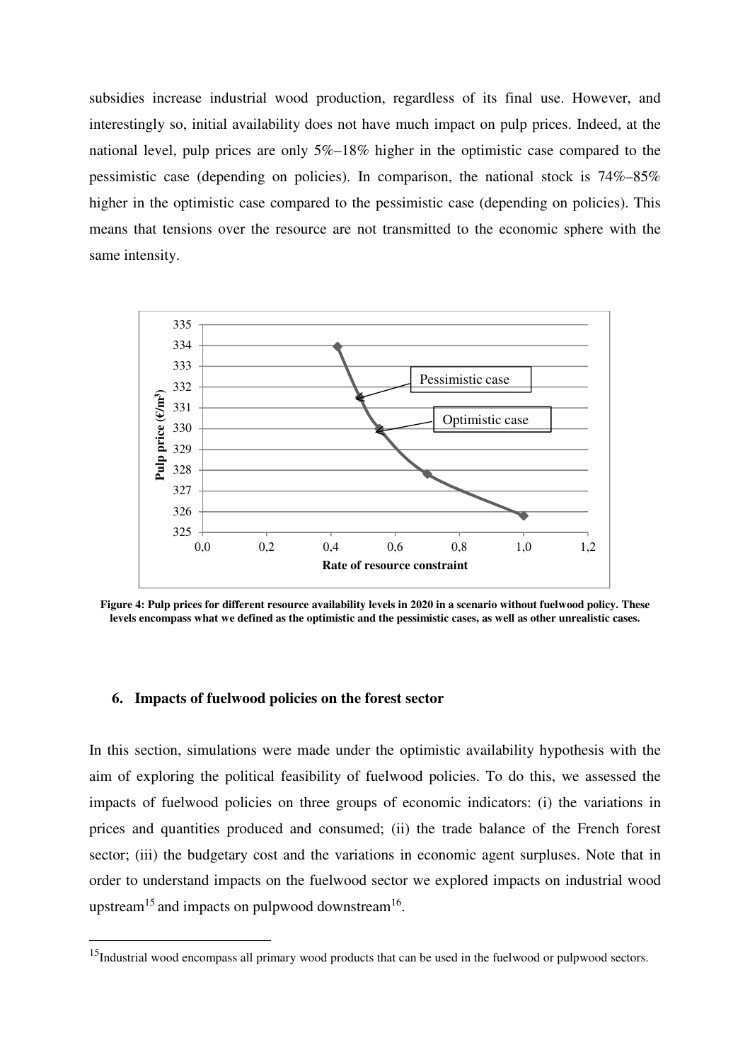subsidies increase industrial wood production, regardless of its final use. However, and interestingly so, initial availability does not have much impact on pulp prices. Indeed, at the national level, pulp prices are only 5%–18% higher in the optimistic case compared to the pessimistic case (depending on policies). In comparison, the national stock is 74%–85% higher in the optimistic case compared to the pessimistic case (depending on policies). This means that tensions over the resource are not transmitted to the economic sphere with the same intensity.

**Figure 4: Pulp prices for different resource availability levels in 2020 in a scenario without fuelwood policy. These levels encompass what we defined as the optimistic and the pessimistic cases, as well as other unrealistic cases.**

### 6. Impacts of fuelwood policies on the forest sector

In this section, simulations were made under the optimistic availability hypothesis with the aim of exploring the political feasibility of fuelwood policies. To do this, we assessed the impacts of fuelwood policies on three groups of economic indicators: (i) the variations in prices and quantities produced and consumed; (ii) the trade balance of the French forest sector; (iii) the budgetary cost and the variations in economic agent surpluses. Note that in order to understand impacts on the fuelwood sector we explored impacts on industrial wood upstream[15] and impacts on pulpwood downstream[16].

[15]Industrial wood encompass all primary wood products that can be used in the fuelwood or pulpwood sectors.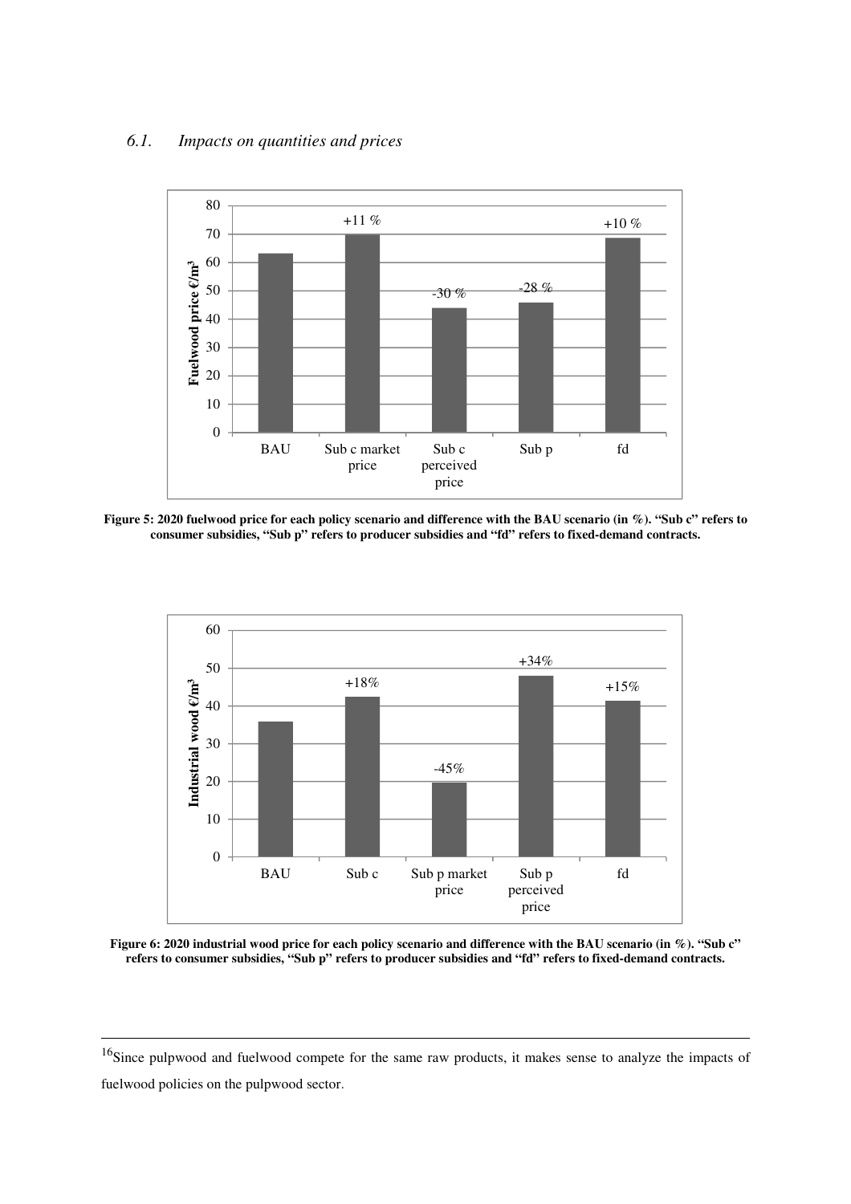### *6.1. Impacts on quantities and prices*

Figure 5: 2020 fuelwood price for each policy scenario and difference with the BAU scenario (in %). "Sub c" refers to consumer subsidies, "Sub p" refers to producer subsidies and "fd" refers to fixed-demand contracts.

Figure 6: 2020 industrial wood price for each policy scenario and difference with the BAU scenario (in %). "Sub c" refers to consumer subsidies, "Sub p" refers to producer subsidies and "fd" refers to fixed-demand contracts.

---

[16] Since pulpwood and fuelwood compete for the same raw products, it makes sense to analyze the impacts of fuelwood policies on the pulpwood sector.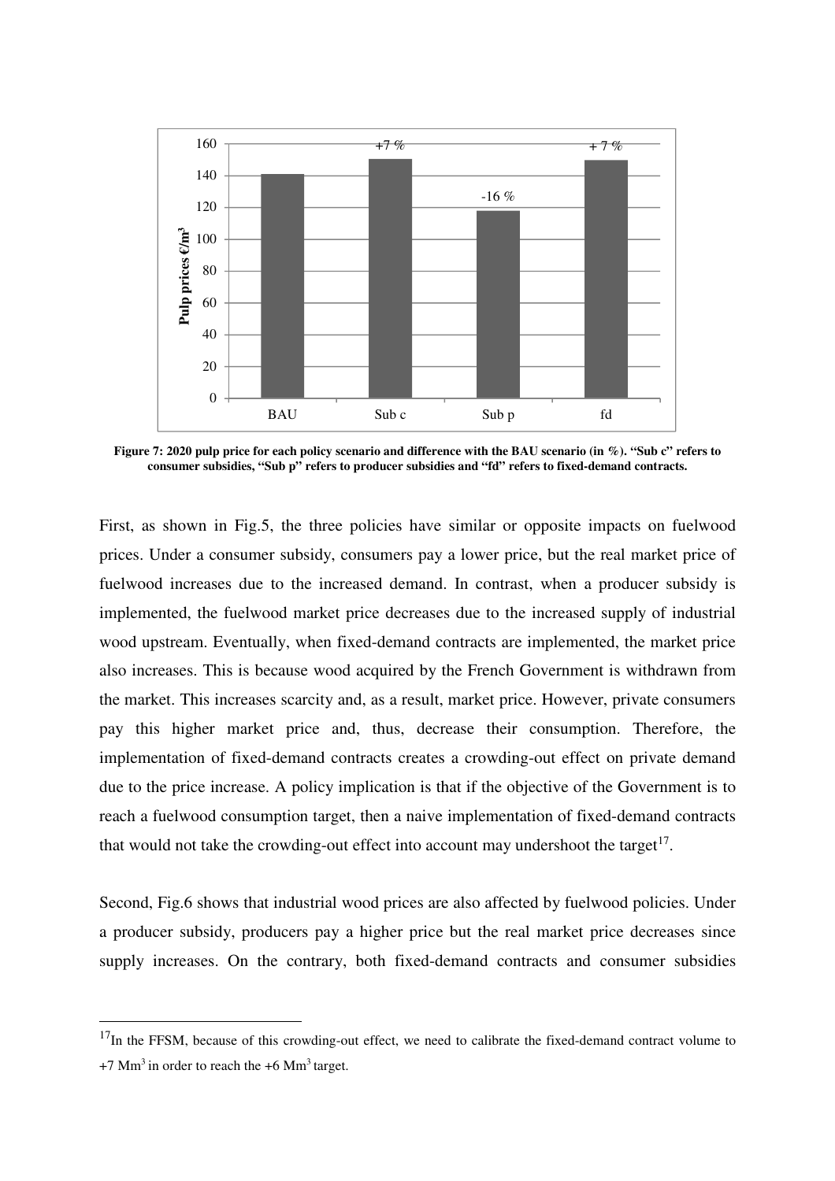Figure 7: 2020 pulp price for each policy scenario and difference with the BAU scenario (in %). "Sub c" refers to consumer subsidies, "Sub p" refers to producer subsidies and "fd" refers to fixed-demand contracts.

First, as shown in Fig.5, the three policies have similar or opposite impacts on fuelwood prices. Under a consumer subsidy, consumers pay a lower price, but the real market price of fuelwood increases due to the increased demand. In contrast, when a producer subsidy is implemented, the fuelwood market price decreases due to the increased supply of industrial wood upstream. Eventually, when fixed-demand contracts are implemented, the market price also increases. This is because wood acquired by the French Government is withdrawn from the market. This increases scarcity and, as a result, market price. However, private consumers pay this higher market price and, thus, decrease their consumption. Therefore, the implementation of fixed-demand contracts creates a crowding-out effect on private demand due to the price increase. A policy implication is that if the objective of the Government is to reach a fuelwood consumption target, then a naive implementation of fixed-demand contracts that would not take the crowding-out effect into account may undershoot the target[17].

Second, Fig.6 shows that industrial wood prices are also affected by fuelwood policies. Under a producer subsidy, producers pay a higher price but the real market price decreases since supply increases. On the contrary, both fixed-demand contracts and consumer subsidies

[17] In the FFSM, because of this crowding-out effect, we need to calibrate the fixed-demand contract volume to +7 $Mm^3$ in order to reach the +6 $Mm^3$ target.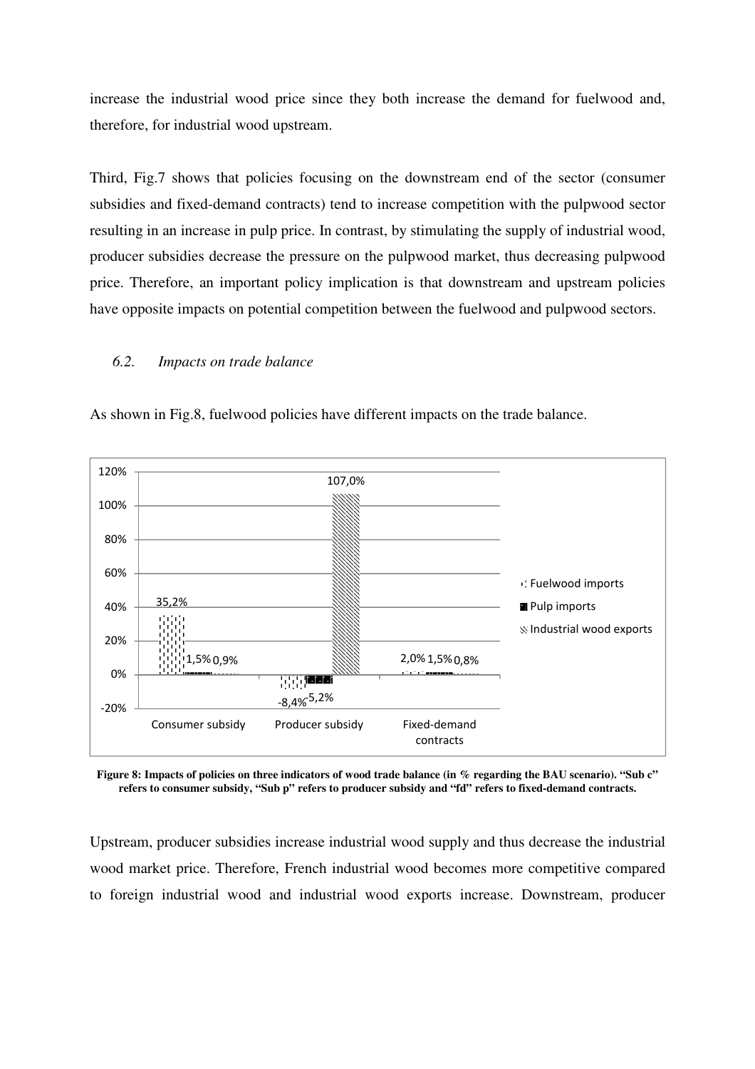increase the industrial wood price since they both increase the demand for fuelwood and, therefore, for industrial wood upstream.

Third, Fig.7 shows that policies focusing on the downstream end of the sector (consumer subsidies and fixed-demand contracts) tend to increase competition with the pulpwood sector resulting in an increase in pulp price. In contrast, by stimulating the supply of industrial wood, producer subsidies decrease the pressure on the pulpwood market, thus decreasing pulpwood price. Therefore, an important policy implication is that downstream and upstream policies have opposite impacts on potential competition between the fuelwood and pulpwood sectors.

### *6.2. Impacts on trade balance*

As shown in Fig.8, fuelwood policies have different impacts on the trade balance.

| | Consumer subsidy | Producer subsidy | Fixed-demand contracts |
|---|---|---|---|
| Fuelwood imports | 35,2% | -8,4% | 2,0% |
| Pulp imports | 1,5% | -5,2% | 1,5% |
| Industrial wood exports | 0,9% | 107,0% | 0,8% |

**Figure 8: Impacts of policies on three indicators of wood trade balance (in % regarding the BAU scenario). "Sub c" refers to consumer subsidy, "Sub p" refers to producer subsidy and "fd" refers to fixed-demand contracts.**

Upstream, producer subsidies increase industrial wood supply and thus decrease the industrial wood market price. Therefore, French industrial wood becomes more competitive compared to foreign industrial wood and industrial wood exports increase. Downstream, producer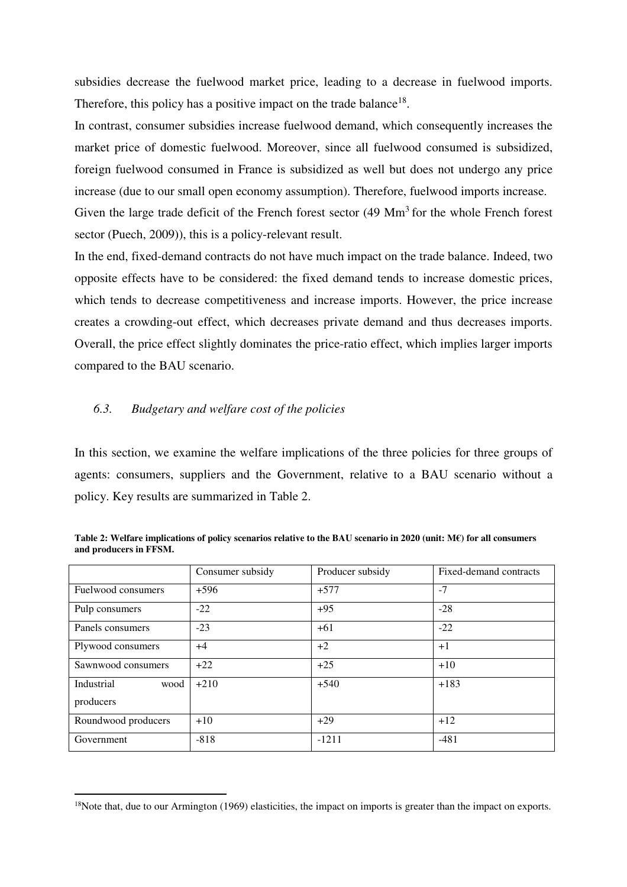subsidies decrease the fuelwood market price, leading to a decrease in fuelwood imports. Therefore, this policy has a positive impact on the trade balance[18].

In contrast, consumer subsidies increase fuelwood demand, which consequently increases the market price of domestic fuelwood. Moreover, since all fuelwood consumed is subsidized, foreign fuelwood consumed in France is subsidized as well but does not undergo any price increase (due to our small open economy assumption). Therefore, fuelwood imports increase. Given the large trade deficit of the French forest sector (49 $Mm^3$ for the whole French forest sector (Puech, 2009)), this is a policy-relevant result.

In the end, fixed-demand contracts do not have much impact on the trade balance. Indeed, two opposite effects have to be considered: the fixed demand tends to increase domestic prices, which tends to decrease competitiveness and increase imports. However, the price increase creates a crowding-out effect, which decreases private demand and thus decreases imports. Overall, the price effect slightly dominates the price-ratio effect, which implies larger imports compared to the BAU scenario.

### *6.3. Budgetary and welfare cost of the policies*

In this section, we examine the welfare implications of the three policies for three groups of agents: consumers, suppliers and the Government, relative to a BAU scenario without a policy. Key results are summarized in Table 2.

**Table 2: Welfare implications of policy scenarios relative to the BAU scenario in 2020 (unit: M€) for all consumers and producers in FFSM.**

| | Consumer subsidy | Producer subsidy | Fixed-demand contracts |
|---|---|---|---|
| Fuelwood consumers | +596 | +577 | -7 |
| Pulp consumers | -22 | +95 | -28 |
| Panels consumers | -23 | +61 | -22 |
| Plywood consumers | +4 | +2 | +1 |
| Sawnwood consumers | +22 | +25 | +10 |
| Industrial wood producers | +210 | +540 | +183 |
| Roundwood producers | +10 | +29 | +12 |
| Government | -818 | -1211 | -481 |

[18] Note that, due to our Armington (1969) elasticities, the impact on imports is greater than the impact on exports.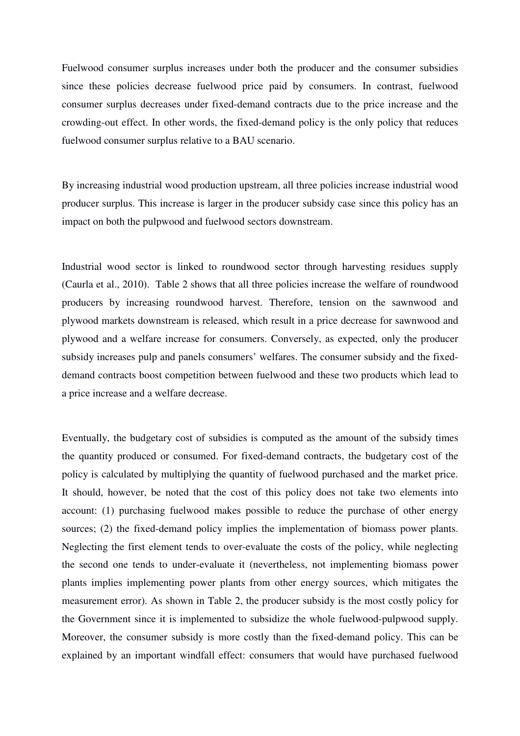Fuelwood consumer surplus increases under both the producer and the consumer subsidies since these policies decrease fuelwood price paid by consumers. In contrast, fuelwood consumer surplus decreases under fixed-demand contracts due to the price increase and the crowding-out effect. In other words, the fixed-demand policy is the only policy that reduces fuelwood consumer surplus relative to a BAU scenario.

By increasing industrial wood production upstream, all three policies increase industrial wood producer surplus. This increase is larger in the producer subsidy case since this policy has an impact on both the pulpwood and fuelwood sectors downstream.

Industrial wood sector is linked to roundwood sector through harvesting residues supply (Caurla et al., 2010). Table 2 shows that all three policies increase the welfare of roundwood producers by increasing roundwood harvest. Therefore, tension on the sawnwood and plywood markets downstream is released, which result in a price decrease for sawnwood and plywood and a welfare increase for consumers. Conversely, as expected, only the producer subsidy increases pulp and panels consumers' welfares. The consumer subsidy and the fixed-demand contracts boost competition between fuelwood and these two products which lead to a price increase and a welfare decrease.

Eventually, the budgetary cost of subsidies is computed as the amount of the subsidy times the quantity produced or consumed. For fixed-demand contracts, the budgetary cost of the policy is calculated by multiplying the quantity of fuelwood purchased and the market price. It should, however, be noted that the cost of this policy does not take two elements into account: (1) purchasing fuelwood makes possible to reduce the purchase of other energy sources; (2) the fixed-demand policy implies the implementation of biomass power plants. Neglecting the first element tends to over-evaluate the costs of the policy, while neglecting the second one tends to under-evaluate it (nevertheless, not implementing biomass power plants implies implementing power plants from other energy sources, which mitigates the measurement error). As shown in Table 2, the producer subsidy is the most costly policy for the Government since it is implemented to subsidize the whole fuelwood-pulpwood supply. Moreover, the consumer subsidy is more costly than the fixed-demand policy. This can be explained by an important windfall effect: consumers that would have purchased fuelwood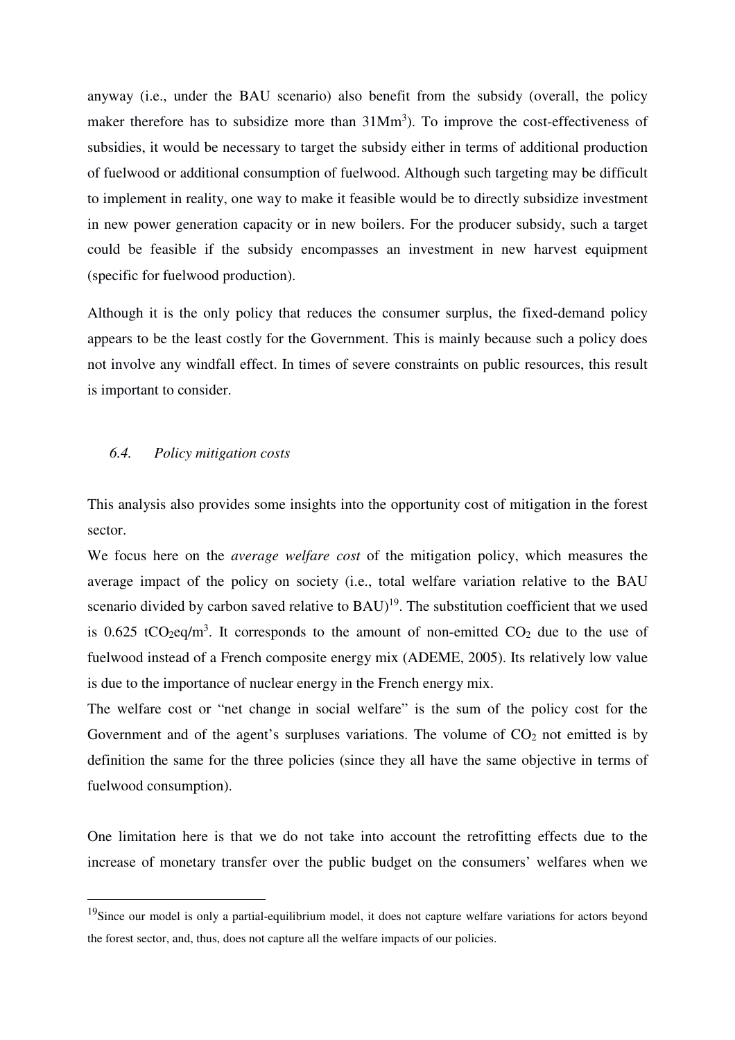anyway (i.e., under the BAU scenario) also benefit from the subsidy (overall, the policy maker therefore has to subsidize more than $31Mm^3$). To improve the cost-effectiveness of subsidies, it would be necessary to target the subsidy either in terms of additional production of fuelwood or additional consumption of fuelwood. Although such targeting may be difficult to implement in reality, one way to make it feasible would be to directly subsidize investment in new power generation capacity or in new boilers. For the producer subsidy, such a target could be feasible if the subsidy encompasses an investment in new harvest equipment (specific for fuelwood production).

Although it is the only policy that reduces the consumer surplus, the fixed-demand policy appears to be the least costly for the Government. This is mainly because such a policy does not involve any windfall effect. In times of severe constraints on public resources, this result is important to consider.

### *6.4. Policy mitigation costs*

This analysis also provides some insights into the opportunity cost of mitigation in the forest sector.

We focus here on the *average welfare cost* of the mitigation policy, which measures the average impact of the policy on society (i.e., total welfare variation relative to the BAU scenario divided by carbon saved relative to BAU)[19]. The substitution coefficient that we used is 0.625 $tCO_2eq/m^3$. It corresponds to the amount of non-emitted $CO_2$ due to the use of fuelwood instead of a French composite energy mix (ADEME, 2005). Its relatively low value is due to the importance of nuclear energy in the French energy mix.

The welfare cost or "net change in social welfare" is the sum of the policy cost for the Government and of the agent's surpluses variations. The volume of $CO_2$ not emitted is by definition the same for the three policies (since they all have the same objective in terms of fuelwood consumption).

One limitation here is that we do not take into account the retrofitting effects due to the increase of monetary transfer over the public budget on the consumers' welfares when we

[19]Since our model is only a partial-equilibrium model, it does not capture welfare variations for actors beyond the forest sector, and, thus, does not capture all the welfare impacts of our policies.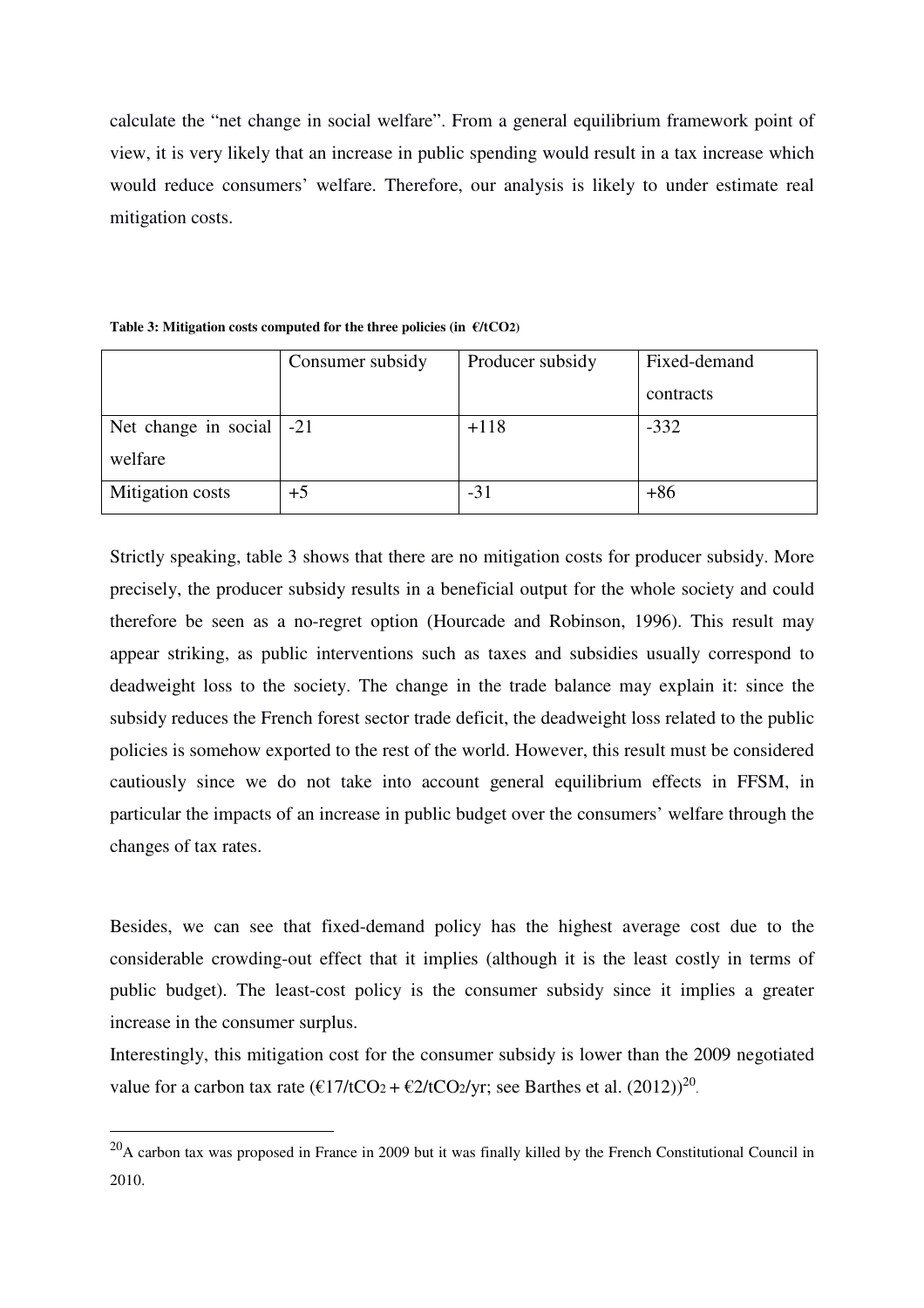calculate the "net change in social welfare". From a general equilibrium framework point of view, it is very likely that an increase in public spending would result in a tax increase which would reduce consumers' welfare. Therefore, our analysis is likely to under estimate real mitigation costs.

**Table 3: Mitigation costs computed for the three policies (in €/t$CO_2$)**

| | Consumer subsidy | Producer subsidy | Fixed-demand contracts |
|---|---|---|---|
| Net change in social welfare | -21 | +118 | -332 |
| Mitigation costs | +5 | -31 | +86 |

Strictly speaking, table 3 shows that there are no mitigation costs for producer subsidy. More precisely, the producer subsidy results in a beneficial output for the whole society and could therefore be seen as a no-regret option (Hourcade and Robinson, 1996). This result may appear striking, as public interventions such as taxes and subsidies usually correspond to deadweight loss to the society. The change in the trade balance may explain it: since the subsidy reduces the French forest sector trade deficit, the deadweight loss related to the public policies is somehow exported to the rest of the world. However, this result must be considered cautiously since we do not take into account general equilibrium effects in FFSM, in particular the impacts of an increase in public budget over the consumers' welfare through the changes of tax rates.

Besides, we can see that fixed-demand policy has the highest average cost due to the considerable crowding-out effect that it implies (although it is the least costly in terms of public budget). The least-cost policy is the consumer subsidy since it implies a greater increase in the consumer surplus.

Interestingly, this mitigation cost for the consumer subsidy is lower than the 2009 negotiated value for a carbon tax rate (€17/t$CO_2$ + €2/t$CO_2$/yr; see Barthes et al. (2012))[20].

[20] A carbon tax was proposed in France in 2009 but it was finally killed by the French Constitutional Council in 2010.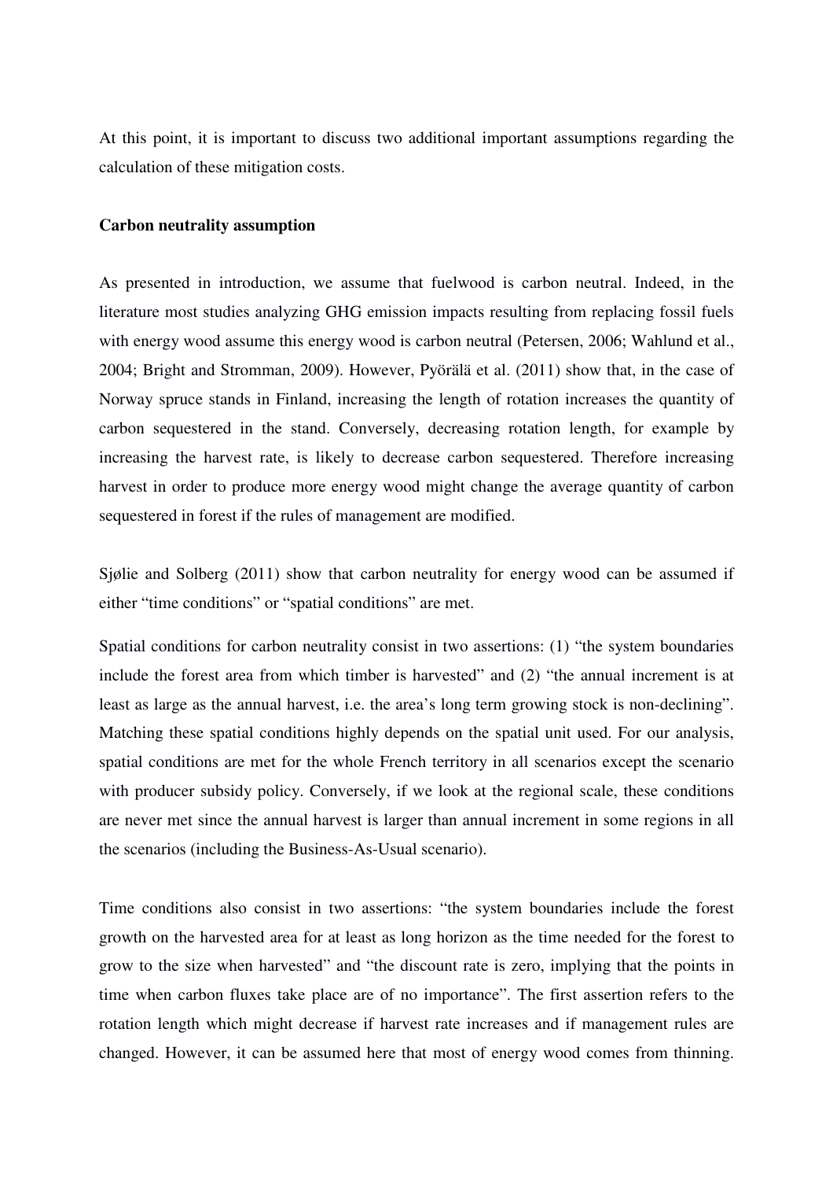At this point, it is important to discuss two additional important assumptions regarding the calculation of these mitigation costs.

**Carbon neutrality assumption**

As presented in introduction, we assume that fuelwood is carbon neutral. Indeed, in the literature most studies analyzing GHG emission impacts resulting from replacing fossil fuels with energy wood assume this energy wood is carbon neutral (Petersen, 2006; Wahlund et al., 2004; Bright and Stromman, 2009). However, Pyörälä et al. (2011) show that, in the case of Norway spruce stands in Finland, increasing the length of rotation increases the quantity of carbon sequestered in the stand. Conversely, decreasing rotation length, for example by increasing the harvest rate, is likely to decrease carbon sequestered. Therefore increasing harvest in order to produce more energy wood might change the average quantity of carbon sequestered in forest if the rules of management are modified.

Sjølie and Solberg (2011) show that carbon neutrality for energy wood can be assumed if either "time conditions" or "spatial conditions" are met.

Spatial conditions for carbon neutrality consist in two assertions: (1) "the system boundaries include the forest area from which timber is harvested" and (2) "the annual increment is at least as large as the annual harvest, i.e. the area's long term growing stock is non-declining". Matching these spatial conditions highly depends on the spatial unit used. For our analysis, spatial conditions are met for the whole French territory in all scenarios except the scenario with producer subsidy policy. Conversely, if we look at the regional scale, these conditions are never met since the annual harvest is larger than annual increment in some regions in all the scenarios (including the Business-As-Usual scenario).

Time conditions also consist in two assertions: "the system boundaries include the forest growth on the harvested area for at least as long horizon as the time needed for the forest to grow to the size when harvested" and "the discount rate is zero, implying that the points in time when carbon fluxes take place are of no importance". The first assertion refers to the rotation length which might decrease if harvest rate increases and if management rules are changed. However, it can be assumed here that most of energy wood comes from thinning.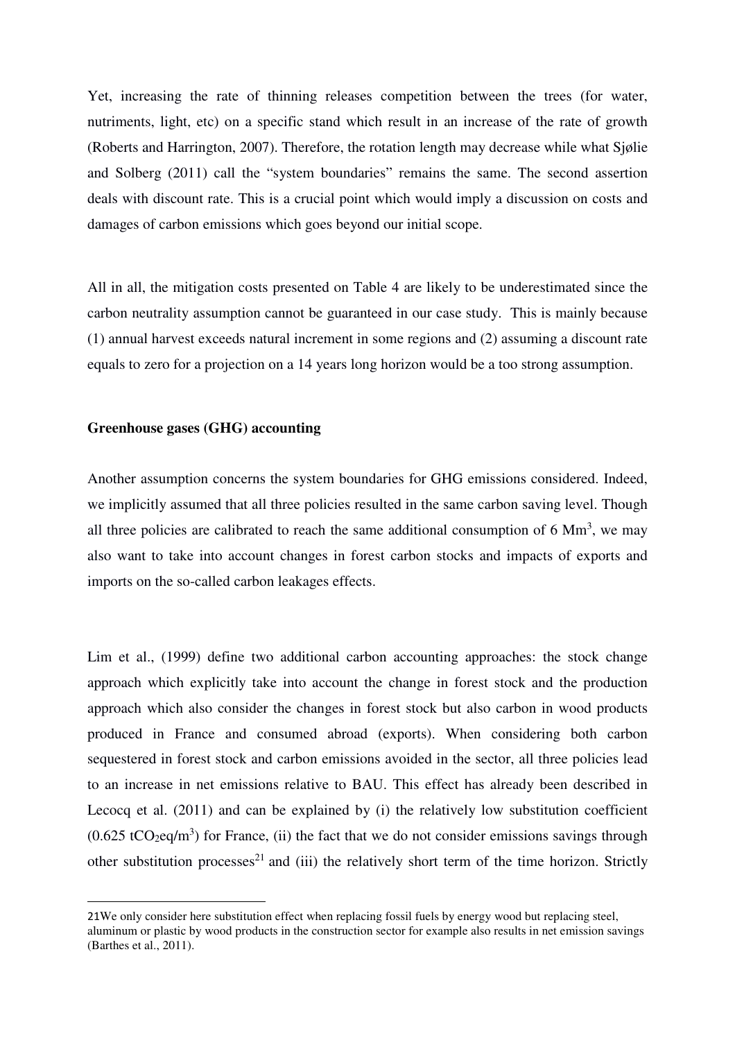Yet, increasing the rate of thinning releases competition between the trees (for water, nutriments, light, etc) on a specific stand which result in an increase of the rate of growth (Roberts and Harrington, 2007). Therefore, the rotation length may decrease while what Sjølie and Solberg (2011) call the "system boundaries" remains the same. The second assertion deals with discount rate. This is a crucial point which would imply a discussion on costs and damages of carbon emissions which goes beyond our initial scope.

All in all, the mitigation costs presented on Table 4 are likely to be underestimated since the carbon neutrality assumption cannot be guaranteed in our case study. This is mainly because (1) annual harvest exceeds natural increment in some regions and (2) assuming a discount rate equals to zero for a projection on a 14 years long horizon would be a too strong assumption.

**Greenhouse gases (GHG) accounting**

Another assumption concerns the system boundaries for GHG emissions considered. Indeed, we implicitly assumed that all three policies resulted in the same carbon saving level. Though all three policies are calibrated to reach the same additional consumption of 6 $Mm^3$, we may also want to take into account changes in forest carbon stocks and impacts of exports and imports on the so-called carbon leakages effects.

Lim et al., (1999) define two additional carbon accounting approaches: the stock change approach which explicitly take into account the change in forest stock and the production approach which also consider the changes in forest stock but also carbon in wood products produced in France and consumed abroad (exports). When considering both carbon sequestered in forest stock and carbon emissions avoided in the sector, all three policies lead to an increase in net emissions relative to BAU. This effect has already been described in Lecocq et al. (2011) and can be explained by (i) the relatively low substitution coefficient (0.625 $tCO_2eq/m^3$) for France, (ii) the fact that we do not consider emissions savings through other substitution processes[21] and (iii) the relatively short term of the time horizon. Strictly

21We only consider here substitution effect when replacing fossil fuels by energy wood but replacing steel, aluminum or plastic by wood products in the construction sector for example also results in net emission savings (Barthes et al., 2011).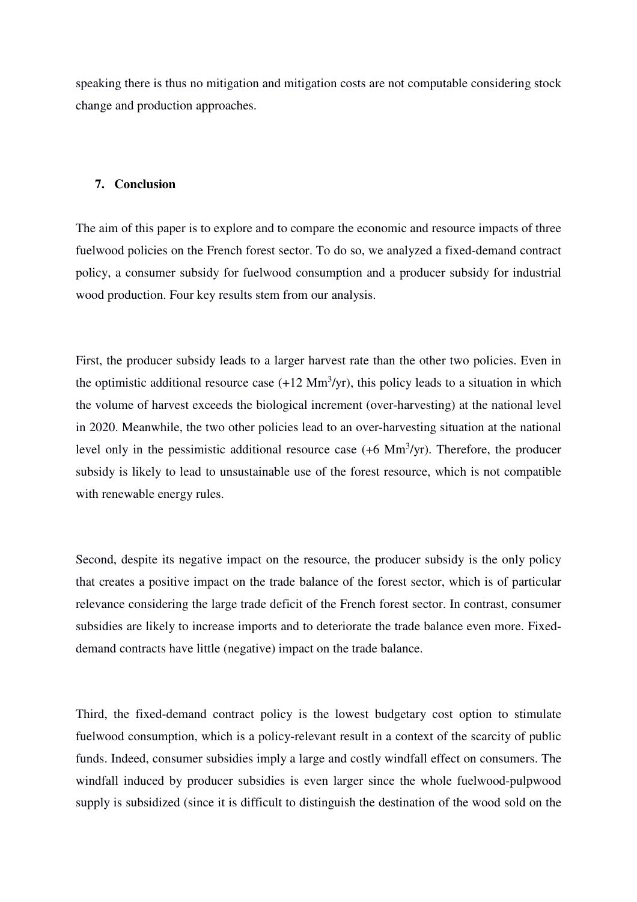speaking there is thus no mitigation and mitigation costs are not computable considering stock change and production approaches.

## 7. Conclusion

The aim of this paper is to explore and to compare the economic and resource impacts of three fuelwood policies on the French forest sector. To do so, we analyzed a fixed-demand contract policy, a consumer subsidy for fuelwood consumption and a producer subsidy for industrial wood production. Four key results stem from our analysis.

First, the producer subsidy leads to a larger harvest rate than the other two policies. Even in the optimistic additional resource case (+12 $Mm^3$/yr), this policy leads to a situation in which the volume of harvest exceeds the biological increment (over-harvesting) at the national level in 2020. Meanwhile, the two other policies lead to an over-harvesting situation at the national level only in the pessimistic additional resource case (+6 $Mm^3$/yr). Therefore, the producer subsidy is likely to lead to unsustainable use of the forest resource, which is not compatible with renewable energy rules.

Second, despite its negative impact on the resource, the producer subsidy is the only policy that creates a positive impact on the trade balance of the forest sector, which is of particular relevance considering the large trade deficit of the French forest sector. In contrast, consumer subsidies are likely to increase imports and to deteriorate the trade balance even more. Fixed-demand contracts have little (negative) impact on the trade balance.

Third, the fixed-demand contract policy is the lowest budgetary cost option to stimulate fuelwood consumption, which is a policy-relevant result in a context of the scarcity of public funds. Indeed, consumer subsidies imply a large and costly windfall effect on consumers. The windfall induced by producer subsidies is even larger since the whole fuelwood-pulpwood supply is subsidized (since it is difficult to distinguish the destination of the wood sold on the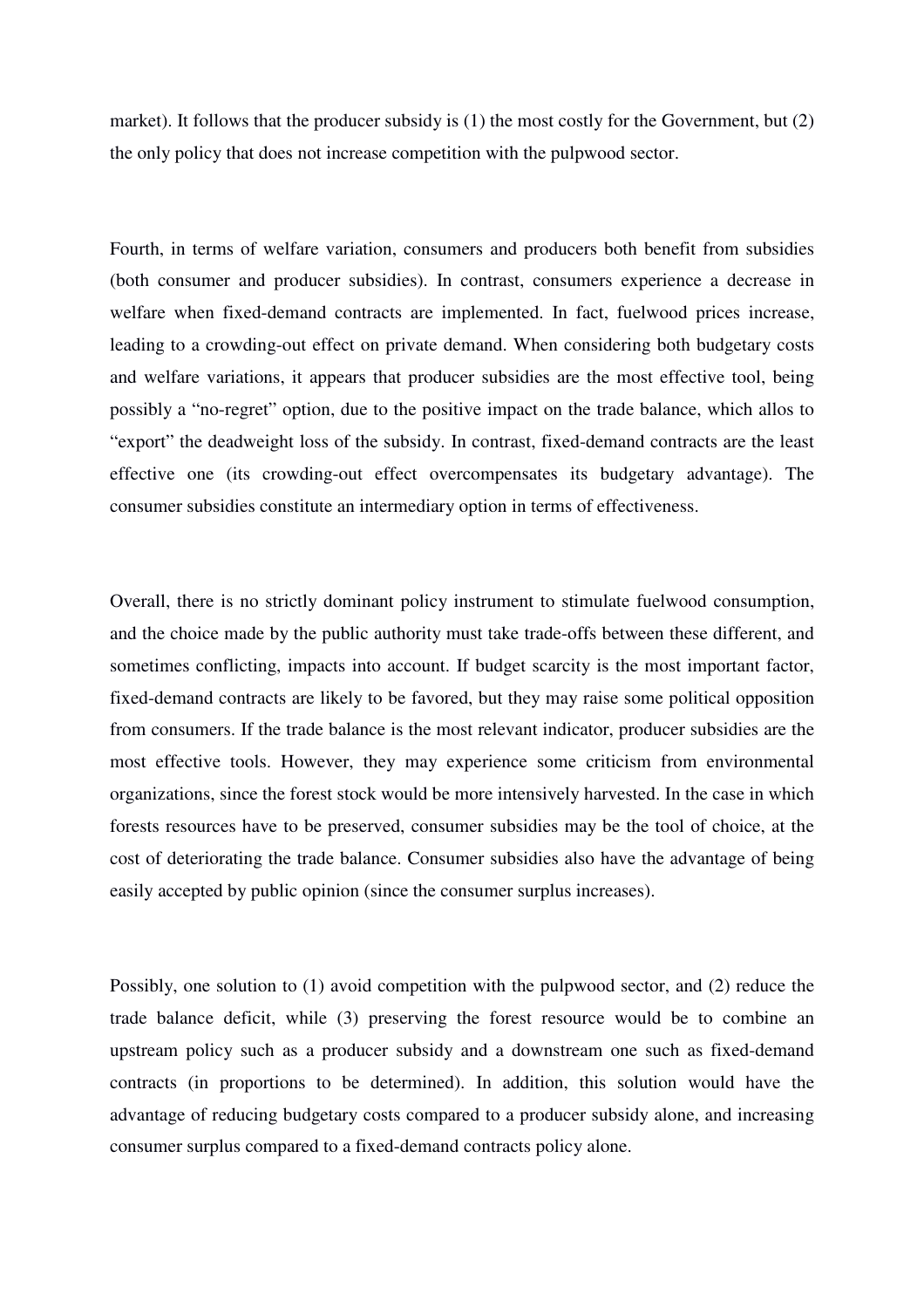market). It follows that the producer subsidy is (1) the most costly for the Government, but (2) the only policy that does not increase competition with the pulpwood sector.

Fourth, in terms of welfare variation, consumers and producers both benefit from subsidies (both consumer and producer subsidies). In contrast, consumers experience a decrease in welfare when fixed-demand contracts are implemented. In fact, fuelwood prices increase, leading to a crowding-out effect on private demand. When considering both budgetary costs and welfare variations, it appears that producer subsidies are the most effective tool, being possibly a "no-regret" option, due to the positive impact on the trade balance, which allos to "export" the deadweight loss of the subsidy. In contrast, fixed-demand contracts are the least effective one (its crowding-out effect overcompensates its budgetary advantage). The consumer subsidies constitute an intermediary option in terms of effectiveness.

Overall, there is no strictly dominant policy instrument to stimulate fuelwood consumption, and the choice made by the public authority must take trade-offs between these different, and sometimes conflicting, impacts into account. If budget scarcity is the most important factor, fixed-demand contracts are likely to be favored, but they may raise some political opposition from consumers. If the trade balance is the most relevant indicator, producer subsidies are the most effective tools. However, they may experience some criticism from environmental organizations, since the forest stock would be more intensively harvested. In the case in which forests resources have to be preserved, consumer subsidies may be the tool of choice, at the cost of deteriorating the trade balance. Consumer subsidies also have the advantage of being easily accepted by public opinion (since the consumer surplus increases).

Possibly, one solution to (1) avoid competition with the pulpwood sector, and (2) reduce the trade balance deficit, while (3) preserving the forest resource would be to combine an upstream policy such as a producer subsidy and a downstream one such as fixed-demand contracts (in proportions to be determined). In addition, this solution would have the advantage of reducing budgetary costs compared to a producer subsidy alone, and increasing consumer surplus compared to a fixed-demand contracts policy alone.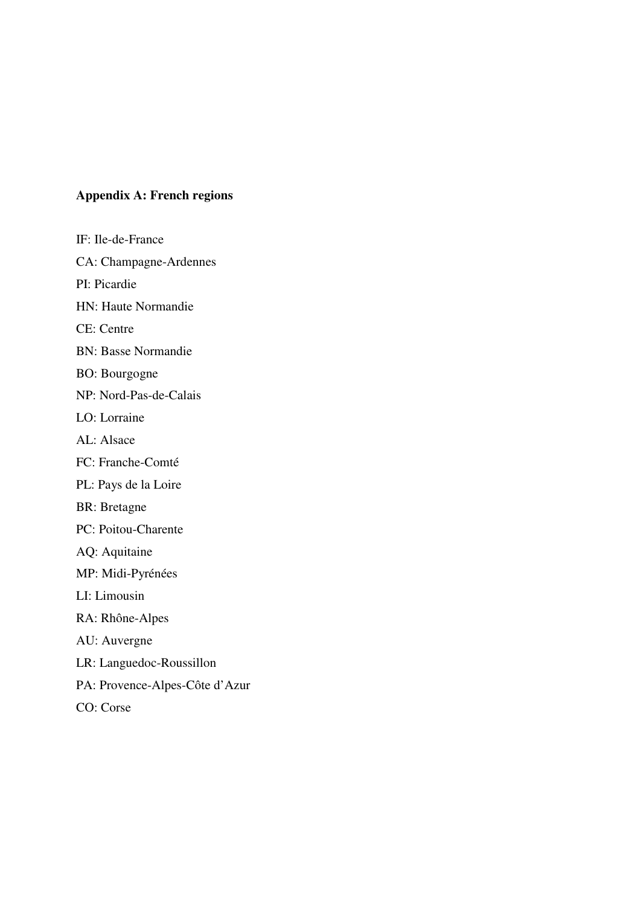**Appendix A: French regions**

IF: Ile-de-France

CA: Champagne-Ardennes

PI: Picardie

HN: Haute Normandie

CE: Centre

BN: Basse Normandie

BO: Bourgogne

NP: Nord-Pas-de-Calais

LO: Lorraine

AL: Alsace

FC: Franche-Comté

PL: Pays de la Loire

BR: Bretagne

PC: Poitou-Charente

AQ: Aquitaine

MP: Midi-Pyrénées

LI: Limousin

RA: Rhône-Alpes

AU: Auvergne

LR: Languedoc-Roussillon

PA: Provence-Alpes-Côte d'Azur

CO: Corse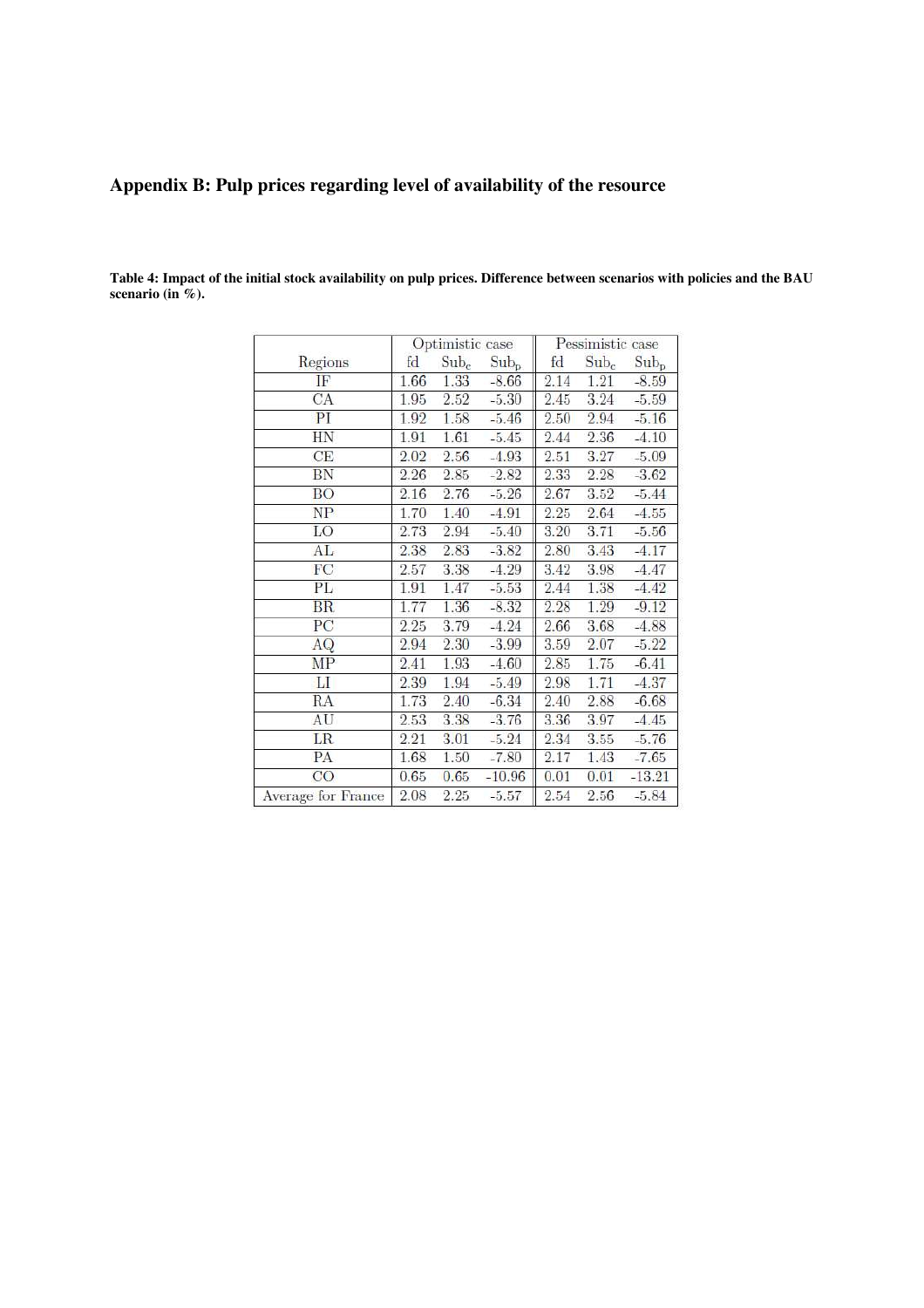## Appendix B: Pulp prices regarding level of availability of the resource

**Table 4: Impact of the initial stock availability on pulp prices. Difference between scenarios with policies and the BAU scenario (in %).**

| | Optimistic case | | | Pessimistic case | | |
|---|---|---|---|---|---|---|
| Regions | fd | $Sub_c$ | $Sub_p$ | fd | $Sub_c$ | $Sub_p$ |
| IF | 1.66 | 1.33 | -8.66 | 2.14 | 1.21 | -8.59 |
| CA | 1.95 | 2.52 | -5.30 | 2.45 | 3.24 | -5.59 |
| PI | 1.92 | 1.58 | -5.46 | 2.50 | 2.94 | -5.16 |
| HN | 1.91 | 1.61 | -5.45 | 2.44 | 2.36 | -4.10 |
| CE | 2.02 | 2.56 | -4.93 | 2.51 | 3.27 | -5.09 |
| BN | 2.26 | 2.85 | -2.82 | 2.33 | 2.28 | -3.62 |
| BO | 2.16 | 2.76 | -5.26 | 2.67 | 3.52 | -5.44 |
| NP | 1.70 | 1.40 | -4.91 | 2.25 | 2.64 | -4.55 |
| LO | 2.73 | 2.94 | -5.40 | 3.20 | 3.71 | -5.56 |
| AL | 2.38 | 2.83 | -3.82 | 2.80 | 3.43 | -4.17 |
| FC | 2.57 | 3.38 | -4.29 | 3.42 | 3.98 | -4.47 |
| PL | 1.91 | 1.47 | -5.53 | 2.44 | 1.38 | -4.42 |
| BR | 1.77 | 1.36 | -8.32 | 2.28 | 1.29 | -9.12 |
| PC | 2.25 | 3.79 | -4.24 | 2.66 | 3.68 | -4.88 |
| AQ | 2.94 | 2.30 | -3.99 | 3.59 | 2.07 | -5.22 |
| MP | 2.41 | 1.93 | -4.60 | 2.85 | 1.75 | -6.41 |
| LI | 2.39 | 1.94 | -5.49 | 2.98 | 1.71 | -4.37 |
| RA | 1.73 | 2.40 | -6.34 | 2.40 | 2.88 | -6.68 |
| AU | 2.53 | 3.38 | -3.76 | 3.36 | 3.97 | -4.45 |
| LR | 2.21 | 3.01 | -5.24 | 2.34 | 3.55 | -5.76 |
| PA | 1.68 | 1.50 | -7.80 | 2.17 | 1.43 | -7.65 |
| CO | 0.65 | 0.65 | -10.96 | 0.01 | 0.01 | -13.21 |
| Average for France | 2.08 | 2.25 | -5.57 | 2.54 | 2.56 | -5.84 |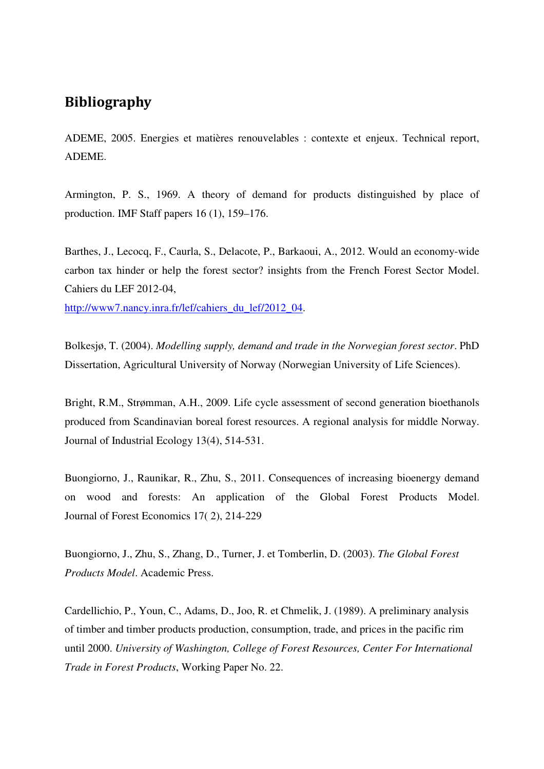## Bibliography

ADEME, 2005. Energies et matières renouvelables : contexte et enjeux. Technical report, ADEME.

Armington, P. S., 1969. A theory of demand for products distinguished by place of production. IMF Staff papers 16 (1), 159–176.

Barthes, J., Lecocq, F., Caurla, S., Delacote, P., Barkaoui, A., 2012. Would an economy-wide carbon tax hinder or help the forest sector? insights from the French Forest Sector Model. Cahiers du LEF 2012-04, http://www7.nancy.inra.fr/lef/cahiers_du_lef/2012_04.

Bolkesjø, T. (2004). *Modelling supply, demand and trade in the Norwegian forest sector*. PhD Dissertation, Agricultural University of Norway (Norwegian University of Life Sciences).

Bright, R.M., Strømman, A.H., 2009. Life cycle assessment of second generation bioethanols produced from Scandinavian boreal forest resources. A regional analysis for middle Norway. Journal of Industrial Ecology 13(4), 514-531.

Buongiorno, J., Raunikar, R., Zhu, S., 2011. Consequences of increasing bioenergy demand on wood and forests: An application of the Global Forest Products Model. Journal of Forest Economics 17( 2), 214-229

Buongiorno, J., Zhu, S., Zhang, D., Turner, J. et Tomberlin, D. (2003). *The Global Forest Products Model*. Academic Press.

Cardellichio, P., Youn, C., Adams, D., Joo, R. et Chmelik, J. (1989). A preliminary analysis of timber and timber products production, consumption, trade, and prices in the pacific rim until 2000. *University of Washington, College of Forest Resources, Center For International Trade in Forest Products*, Working Paper No. 22.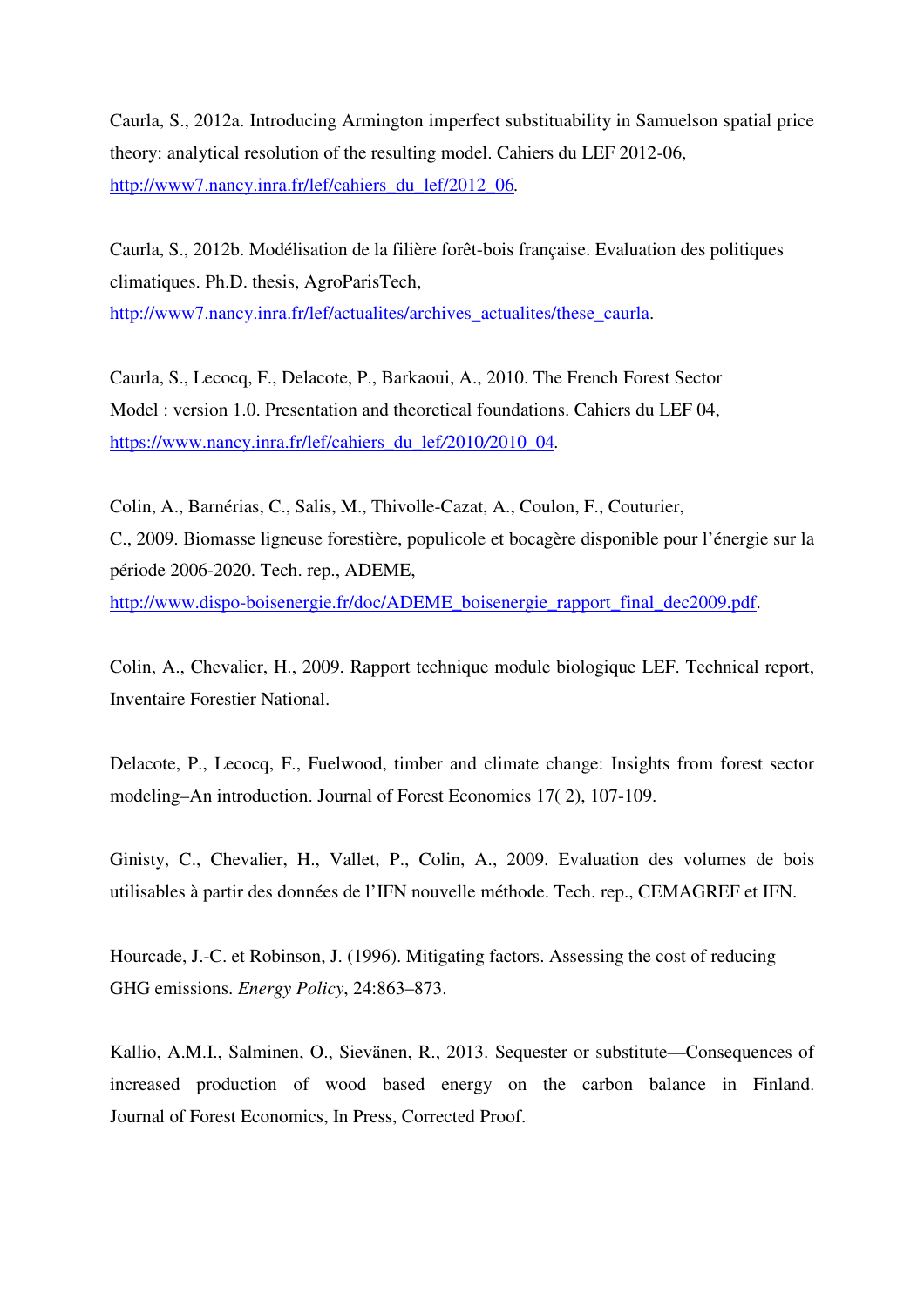Caurla, S., 2012a. Introducing Armington imperfect substituability in Samuelson spatial price theory: analytical resolution of the resulting model. Cahiers du LEF 2012-06, http://www7.nancy.inra.fr/lef/cahiers_du_lef/2012_06.

Caurla, S., 2012b. Modélisation de la filière forêt-bois française. Evaluation des politiques climatiques. Ph.D. thesis, AgroParisTech, http://www7.nancy.inra.fr/lef/actualites/archives_actualites/these_caurla.

Caurla, S., Lecocq, F., Delacote, P., Barkaoui, A., 2010. The French Forest Sector Model : version 1.0. Presentation and theoretical foundations. Cahiers du LEF 04, https://www.nancy.inra.fr/lef/cahiers_du_lef/2010/2010_04.

Colin, A., Barnérias, C., Salis, M., Thivolle-Cazat, A., Coulon, F., Couturier, C., 2009. Biomasse ligneuse forestière, populicole et bocagère disponible pour l'énergie sur la période 2006-2020. Tech. rep., ADEME, http://www.dispo-boisenergie.fr/doc/ADEME_boisenergie_rapport_final_dec2009.pdf.

Colin, A., Chevalier, H., 2009. Rapport technique module biologique LEF. Technical report, Inventaire Forestier National.

Delacote, P., Lecocq, F., Fuelwood, timber and climate change: Insights from forest sector modeling–An introduction. Journal of Forest Economics 17( 2), 107-109.

Ginisty, C., Chevalier, H., Vallet, P., Colin, A., 2009. Evaluation des volumes de bois utilisables à partir des données de l'IFN nouvelle méthode. Tech. rep., CEMAGREF et IFN.

Hourcade, J.-C. et Robinson, J. (1996). Mitigating factors. Assessing the cost of reducing GHG emissions. *Energy Policy*, 24:863–873.

Kallio, A.M.I., Salminen, O., Sievänen, R., 2013. Sequester or substitute—Consequences of increased production of wood based energy on the carbon balance in Finland. Journal of Forest Economics, In Press, Corrected Proof.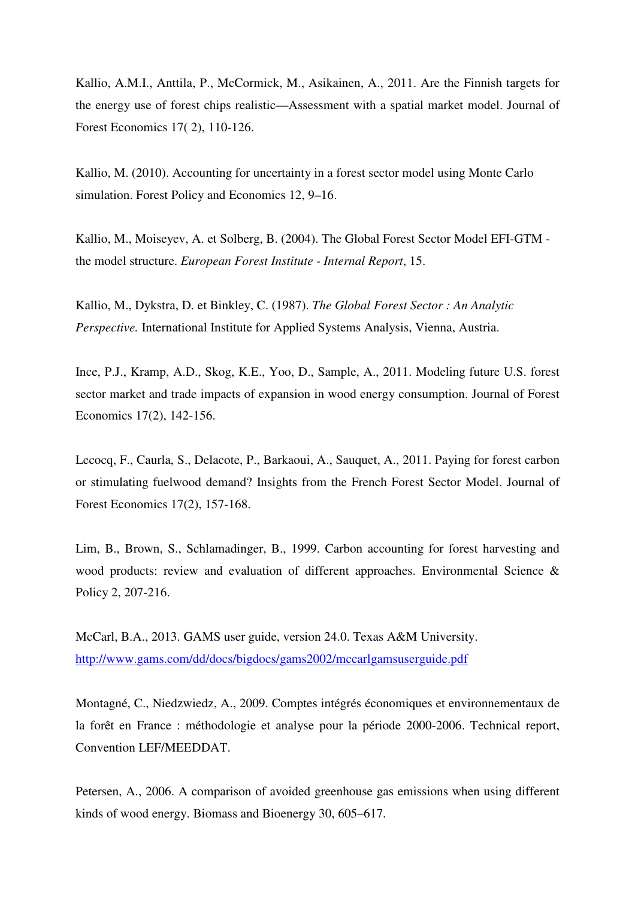Kallio, A.M.I., Anttila, P., McCormick, M., Asikainen, A., 2011. Are the Finnish targets for the energy use of forest chips realistic—Assessment with a spatial market model. Journal of Forest Economics 17( 2), 110-126.

Kallio, M. (2010). Accounting for uncertainty in a forest sector model using Monte Carlo simulation. Forest Policy and Economics 12, 9–16.

Kallio, M., Moiseyev, A. et Solberg, B. (2004). The Global Forest Sector Model EFI-GTM - the model structure. *European Forest Institute - Internal Report*, 15.

Kallio, M., Dykstra, D. et Binkley, C. (1987). *The Global Forest Sector : An Analytic Perspective.* International Institute for Applied Systems Analysis, Vienna, Austria.

Ince, P.J., Kramp, A.D., Skog, K.E., Yoo, D., Sample, A., 2011. Modeling future U.S. forest sector market and trade impacts of expansion in wood energy consumption. Journal of Forest Economics 17(2), 142-156.

Lecocq, F., Caurla, S., Delacote, P., Barkaoui, A., Sauquet, A., 2011. Paying for forest carbon or stimulating fuelwood demand? Insights from the French Forest Sector Model. Journal of Forest Economics 17(2), 157-168.

Lim, B., Brown, S., Schlamadinger, B., 1999. Carbon accounting for forest harvesting and wood products: review and evaluation of different approaches. Environmental Science & Policy 2, 207-216.

McCarl, B.A., 2013. GAMS user guide, version 24.0. Texas A&M University. http://www.gams.com/dd/docs/bigdocs/gams2002/mccarlgamsuserguide.pdf

Montagné, C., Niedzwiedz, A., 2009. Comptes intégrés économiques et environnementaux de la forêt en France : méthodologie et analyse pour la période 2000-2006. Technical report, Convention LEF/MEEDDAT.

Petersen, A., 2006. A comparison of avoided greenhouse gas emissions when using different kinds of wood energy. Biomass and Bioenergy 30, 605–617.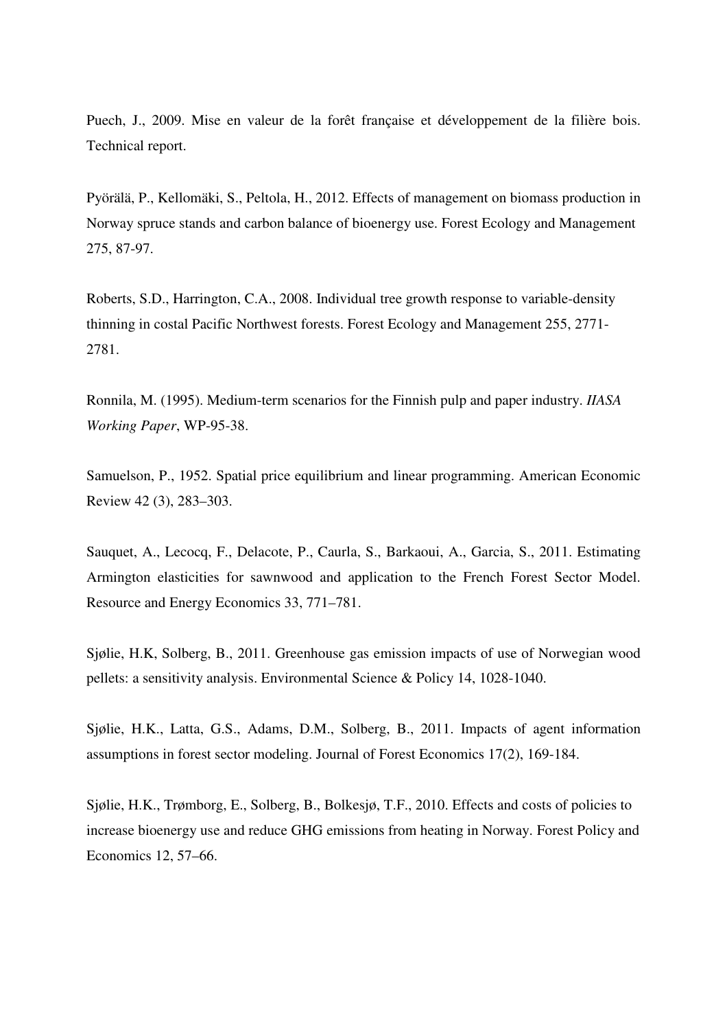Puech, J., 2009. Mise en valeur de la forêt française et développement de la filière bois. Technical report.

Pyörälä, P., Kellomäki, S., Peltola, H., 2012. Effects of management on biomass production in Norway spruce stands and carbon balance of bioenergy use. Forest Ecology and Management 275, 87-97.

Roberts, S.D., Harrington, C.A., 2008. Individual tree growth response to variable-density thinning in costal Pacific Northwest forests. Forest Ecology and Management 255, 2771-2781.

Ronnila, M. (1995). Medium-term scenarios for the Finnish pulp and paper industry. *IIASA Working Paper*, WP-95-38.

Samuelson, P., 1952. Spatial price equilibrium and linear programming. American Economic Review 42 (3), 283–303.

Sauquet, A., Lecocq, F., Delacote, P., Caurla, S., Barkaoui, A., Garcia, S., 2011. Estimating Armington elasticities for sawnwood and application to the French Forest Sector Model. Resource and Energy Economics 33, 771–781.

Sjølie, H.K, Solberg, B., 2011. Greenhouse gas emission impacts of use of Norwegian wood pellets: a sensitivity analysis. Environmental Science & Policy 14, 1028-1040.

Sjølie, H.K., Latta, G.S., Adams, D.M., Solberg, B., 2011. Impacts of agent information assumptions in forest sector modeling. Journal of Forest Economics 17(2), 169-184.

Sjølie, H.K., Trømborg, E., Solberg, B., Bolkesjø, T.F., 2010. Effects and costs of policies to increase bioenergy use and reduce GHG emissions from heating in Norway. Forest Policy and Economics 12, 57–66.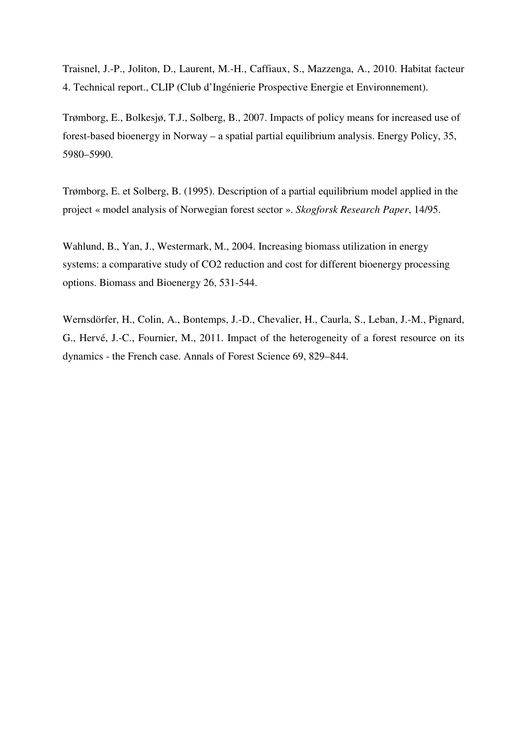Traisnel, J.-P., Joliton, D., Laurent, M.-H., Caffiaux, S., Mazzenga, A., 2010. Habitat facteur 4. Technical report., CLIP (Club d'Ingénierie Prospective Energie et Environnement).

Trømborg, E., Bolkesjø, T.J., Solberg, B., 2007. Impacts of policy means for increased use of forest-based bioenergy in Norway – a spatial partial equilibrium analysis. Energy Policy, 35, 5980–5990.

Trømborg, E. et Solberg, B. (1995). Description of a partial equilibrium model applied in the project « model analysis of Norwegian forest sector ». *Skogforsk Research Paper*, 14/95.

Wahlund, B., Yan, J., Westermark, M., 2004. Increasing biomass utilization in energy systems: a comparative study of CO2 reduction and cost for different bioenergy processing options. Biomass and Bioenergy 26, 531-544.

Wernsdörfer, H., Colin, A., Bontemps, J.-D., Chevalier, H., Caurla, S., Leban, J.-M., Pignard, G., Hervé, J.-C., Fournier, M., 2011. Impact of the heterogeneity of a forest resource on its dynamics - the French case. Annals of Forest Science 69, 829–844.